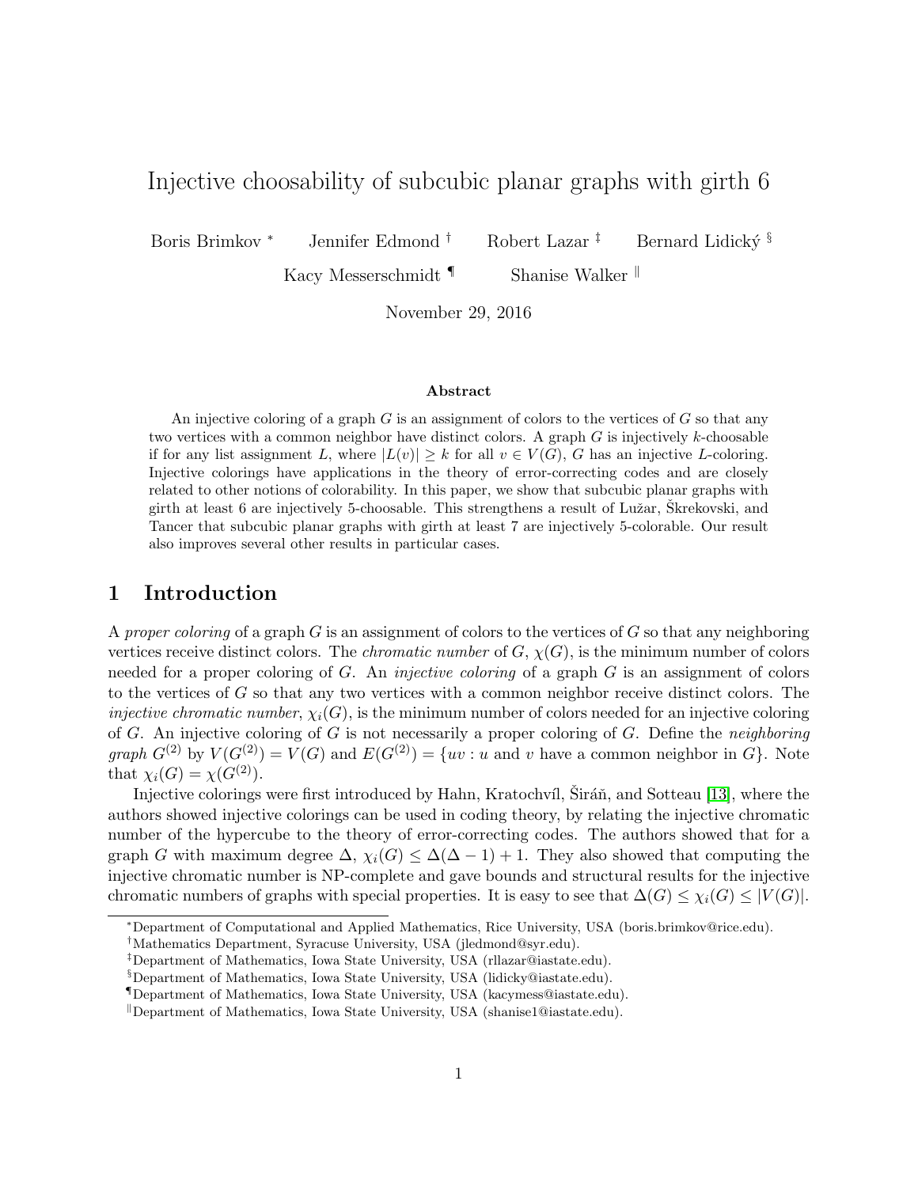# Injective choosability of subcubic planar graphs with girth 6

Boris Brimkov [*] Jennifer Edmond [†] Robert Lazar [‡] Bernard Lidický [§]

Kacy Messerschmidt [¶] Shanise Walker [‖]

November 29, 2016

### Abstract

An injective coloring of a graph $G$ is an assignment of colors to the vertices of $G$ so that any two vertices with a common neighbor have distinct colors. A graph $G$ is injectively $k$-choosable if for any list assignment $L$, where $|L(v)| \geq k$ for all $v \in V(G)$, $G$ has an injective $L$-coloring. Injective colorings have applications in the theory of error-correcting codes and are closely related to other notions of colorability. In this paper, we show that subcubic planar graphs with girth at least 6 are injectively 5-choosable. This strengthens a result of Lužar, Škrekovski, and Tancer that subcubic planar graphs with girth at least 7 are injectively 5-colorable. Our result also improves several other results in particular cases.

## 1 Introduction

A *proper coloring* of a graph $G$ is an assignment of colors to the vertices of $G$ so that any neighboring vertices receive distinct colors. The *chromatic number* of $G$, $\chi(G)$, is the minimum number of colors needed for a proper coloring of $G$. An *injective coloring* of a graph $G$ is an assignment of colors to the vertices of $G$ so that any two vertices with a common neighbor receive distinct colors. The *injective chromatic number*, $\chi_i(G)$, is the minimum number of colors needed for an injective coloring of $G$. An injective coloring of $G$ is not necessarily a proper coloring of $G$. Define the *neighboring graph* $G^{(2)}$ by $V(G^{(2)}) = V(G)$ and $E(G^{(2)}) = \{uv : u \text{ and } v \text{ have a common neighbor in } G\}$. Note that $\chi_i(G) = \chi(G^{(2)})$.

Injective colorings were first introduced by Hahn, Kratochvíl, Širáň, and Sotteau [13], where the authors showed injective colorings can be used in coding theory, by relating the injective chromatic number of the hypercube to the theory of error-correcting codes. The authors showed that for a graph $G$ with maximum degree $\Delta$, $\chi_i(G) \leq \Delta(\Delta - 1) + 1$. They also showed that computing the injective chromatic number is NP-complete and gave bounds and structural results for the injective chromatic numbers of graphs with special properties. It is easy to see that $\Delta(G) \leq \chi_i(G) \leq |V(G)|$.

---

[*] Department of Computational and Applied Mathematics, Rice University, USA (boris.brimkov@rice.edu).

[†] Mathematics Department, Syracuse University, USA (jledmond@syr.edu).

[‡] Department of Mathematics, Iowa State University, USA (rllazar@iastate.edu).

[§] Department of Mathematics, Iowa State University, USA (lidicky@iastate.edu).

[¶] Department of Mathematics, Iowa State University, USA (kacymess@iastate.edu).

[‖] Department of Mathematics, Iowa State University, USA (shanise1@iastate.edu).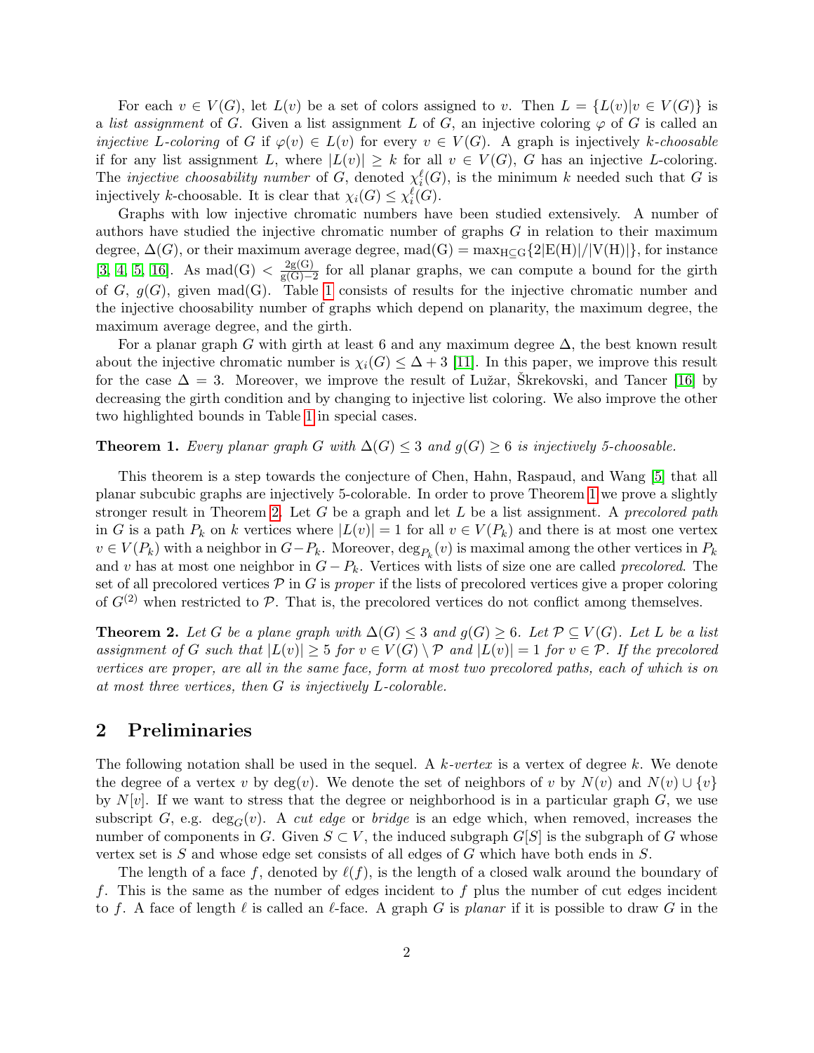For each $v \in V(G)$, let $L(v)$ be a set of colors assigned to $v$. Then $L = \{L(v)|v \in V(G)\}$ is a *list assignment* of $G$. Given a list assignment $L$ of $G$, an injective coloring $\varphi$ of $G$ is called an *injective L-coloring* of $G$ if $\varphi(v) \in L(v)$ for every $v \in V(G)$. A graph is injectively *k-choosable* if for any list assignment $L$, where $|L(v)| \geq k$ for all $v \in V(G)$, $G$ has an injective $L$-coloring. The *injective choosability number* of $G$, denoted $\chi_i^\ell(G)$, is the minimum $k$ needed such that $G$ is injectively $k$-choosable. It is clear that $\chi_i(G) \leq \chi_i^\ell(G)$.

Graphs with low injective chromatic numbers have been studied extensively. A number of authors have studied the injective chromatic number of graphs $G$ in relation to their maximum degree, $\Delta(G)$, or their maximum average degree, $\mathrm{mad(G)} = \max_{\mathrm{H} \subseteq \mathrm{G}}\{2|\mathrm{E(H)}|/|\mathrm{V(H)}|\}$, for instance [3, 4, 5, 16]. As $\mathrm{mad(G)} < \frac{2\mathrm{g(G)}}{\mathrm{g(G)}-2}$ for all planar graphs, we can compute a bound for the girth of $G$, $g(G)$, given mad(G). Table 1 consists of results for the injective chromatic number and the injective choosability number of graphs which depend on planarity, the maximum degree, the maximum average degree, and the girth.

For a planar graph $G$ with girth at least 6 and any maximum degree $\Delta$, the best known result about the injective chromatic number is $\chi_i(G) \leq \Delta + 3$ [11]. In this paper, we improve this result for the case $\Delta = 3$. Moreover, we improve the result of Lužar, Škrekovski, and Tancer [16] by decreasing the girth condition and by changing to injective list coloring. We also improve the other two highlighted bounds in Table 1 in special cases.

**Theorem 1.** *Every planar graph $G$ with $\Delta(G) \leq 3$ and $g(G) \geq 6$ is injectively 5-choosable.*

This theorem is a step towards the conjecture of Chen, Hahn, Raspaud, and Wang [5] that all planar subcubic graphs are injectively 5-colorable. In order to prove Theorem 1 we prove a slightly stronger result in Theorem 2. Let $G$ be a graph and let $L$ be a list assignment. A *precolored path* in $G$ is a path $P_k$ on $k$ vertices where $|L(v)| = 1$ for all $v \in V(P_k)$ and there is at most one vertex $v \in V(P_k)$ with a neighbor in $G - P_k$. Moreover, $\deg_{P_k}(v)$ is maximal among the other vertices in $P_k$ and $v$ has at most one neighbor in $G - P_k$. Vertices with lists of size one are called *precolored*. The set of all precolored vertices $\mathcal{P}$ in $G$ is *proper* if the lists of precolored vertices give a proper coloring of $G^{(2)}$ when restricted to $\mathcal{P}$. That is, the precolored vertices do not conflict among themselves.

**Theorem 2.** *Let $G$ be a plane graph with $\Delta(G) \leq 3$ and $g(G) \geq 6$. Let $\mathcal{P} \subseteq V(G)$. Let $L$ be a list assignment of $G$ such that $|L(v)| \geq 5$ for $v \in V(G) \setminus \mathcal{P}$ and $|L(v)| = 1$ for $v \in \mathcal{P}$. If the precolored vertices are proper, are all in the same face, form at most two precolored paths, each of which is on at most three vertices, then $G$ is injectively $L$-colorable.*

## 2 Preliminaries

The following notation shall be used in the sequel. A *k-vertex* is a vertex of degree $k$. We denote the degree of a vertex $v$ by $\deg(v)$. We denote the set of neighbors of $v$ by $N(v)$ and $N(v) \cup \{v\}$ by $N[v]$. If we want to stress that the degree or neighborhood is in a particular graph $G$, we use subscript $G$, e.g. $\deg_G(v)$. A *cut edge* or *bridge* is an edge which, when removed, increases the number of components in $G$. Given $S \subset V$, the induced subgraph $G[S]$ is the subgraph of $G$ whose vertex set is $S$ and whose edge set consists of all edges of $G$ which have both ends in $S$.

The length of a face $f$, denoted by $\ell(f)$, is the length of a closed walk around the boundary of $f$. This is the same as the number of edges incident to $f$ plus the number of cut edges incident to $f$. A face of length $\ell$ is called an $\ell$-face. A graph $G$ is *planar* if it is possible to draw $G$ in the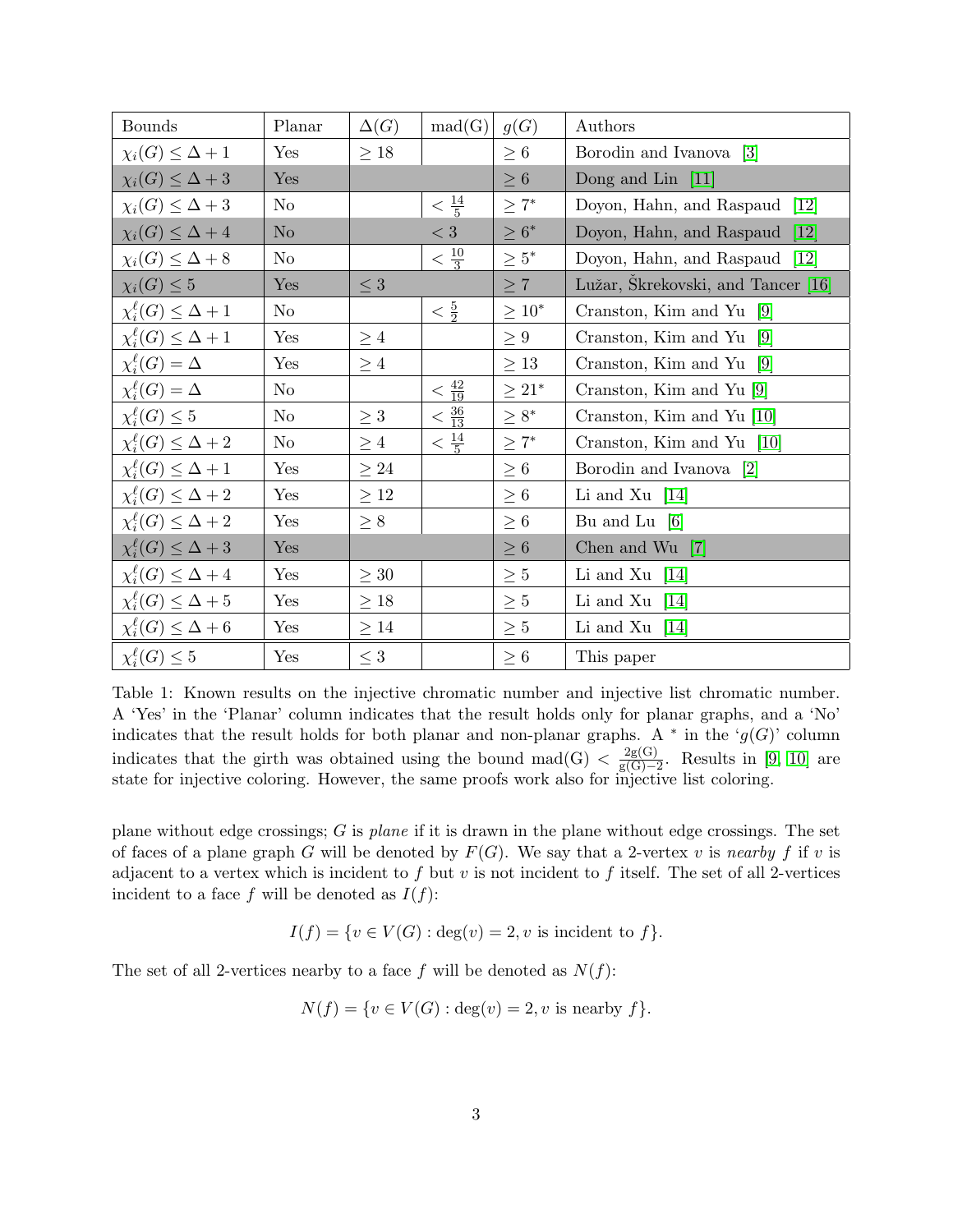| Bounds | Planar | $\Delta(G)$ | mad(G) | $g(G)$ | Authors |
|---|---|---|---|---|---|
| $\chi_i(G) \leq \Delta + 1$ | Yes | $\geq 18$ | | $\geq 6$ | Borodin and Ivanova [3] |
| $\chi_i(G) \leq \Delta + 3$ | Yes | | | $\geq 6$ | Dong and Lin [11] |
| $\chi_i(G) \leq \Delta + 3$ | No | | $< \frac{14}{5}$ | $\geq 7^*$ | Doyon, Hahn, and Raspaud [12] |
| $\chi_i(G) \leq \Delta + 4$ | No | | $< 3$ | $\geq 6^*$ | Doyon, Hahn, and Raspaud [12] |
| $\chi_i(G) \leq \Delta + 8$ | No | | $< \frac{10}{3}$ | $\geq 5^*$ | Doyon, Hahn, and Raspaud [12] |
| $\chi_i(G) \leq 5$ | Yes | $\leq 3$ | | $\geq 7$ | Lužar, Škrekovski, and Tancer [16] |
| $\chi_i^\ell(G) \leq \Delta + 1$ | No | | $< \frac{5}{2}$ | $\geq 10^*$ | Cranston, Kim and Yu [9] |
| $\chi_i^\ell(G) \leq \Delta + 1$ | Yes | $\geq 4$ | | $\geq 9$ | Cranston, Kim and Yu [9] |
| $\chi_i^\ell(G) = \Delta$ | Yes | $\geq 4$ | | $\geq 13$ | Cranston, Kim and Yu [9] |
| $\chi_i^\ell(G) = \Delta$ | No | | $< \frac{42}{19}$ | $\geq 21^*$ | Cranston, Kim and Yu [9] |
| $\chi_i^\ell(G) \leq 5$ | No | $\geq 3$ | $< \frac{36}{13}$ | $\geq 8^*$ | Cranston, Kim and Yu [10] |
| $\chi_i^\ell(G) \leq \Delta + 2$ | No | $\geq 4$ | $< \frac{14}{5}$ | $\geq 7^*$ | Cranston, Kim and Yu [10] |
| $\chi_i^\ell(G) \leq \Delta + 1$ | Yes | $\geq 24$ | | $\geq 6$ | Borodin and Ivanova [2] |
| $\chi_i^\ell(G) \leq \Delta + 2$ | Yes | $\geq 12$ | | $\geq 6$ | Li and Xu [14] |
| $\chi_i^\ell(G) \leq \Delta + 2$ | Yes | $\geq 8$ | | $\geq 6$ | Bu and Lu [6] |
| $\chi_i^\ell(G) \leq \Delta + 3$ | Yes | | | $\geq 6$ | Chen and Wu [7] |
| $\chi_i^\ell(G) \leq \Delta + 4$ | Yes | $\geq 30$ | | $\geq 5$ | Li and Xu [14] |
| $\chi_i^\ell(G) \leq \Delta + 5$ | Yes | $\geq 18$ | | $\geq 5$ | Li and Xu [14] |
| $\chi_i^\ell(G) \leq \Delta + 6$ | Yes | $\geq 14$ | | $\geq 5$ | Li and Xu [14] |
| $\chi_i^\ell(G) \leq 5$ | Yes | $\leq 3$ | | $\geq 6$ | This paper |

Table 1: Known results on the injective chromatic number and injective list chromatic number. A 'Yes' in the 'Planar' column indicates that the result holds only for planar graphs, and a 'No' indicates that the result holds for both planar and non-planar graphs. A $^*$ in the '$g(G)$' column indicates that the girth was obtained using the bound $\text{mad(G)} < \frac{2\text{g(G)}}{\text{g(G)}-2}$. Results in [9, 10] are state for injective coloring. However, the same proofs work also for injective list coloring.

plane without edge crossings; $G$ is *plane* if it is drawn in the plane without edge crossings. The set of faces of a plane graph $G$ will be denoted by $F(G)$. We say that a 2-vertex $v$ is *nearby* $f$ if $v$ is adjacent to a vertex which is incident to $f$ but $v$ is not incident to $f$ itself. The set of all 2-vertices incident to a face $f$ will be denoted as $I(f)$:

$$I(f) = \{v \in V(G) : \deg(v) = 2, v \text{ is incident to } f\}.$$

The set of all 2-vertices nearby to a face $f$ will be denoted as $N(f)$:

$$N(f) = \{v \in V(G) : \deg(v) = 2, v \text{ is nearby } f\}.$$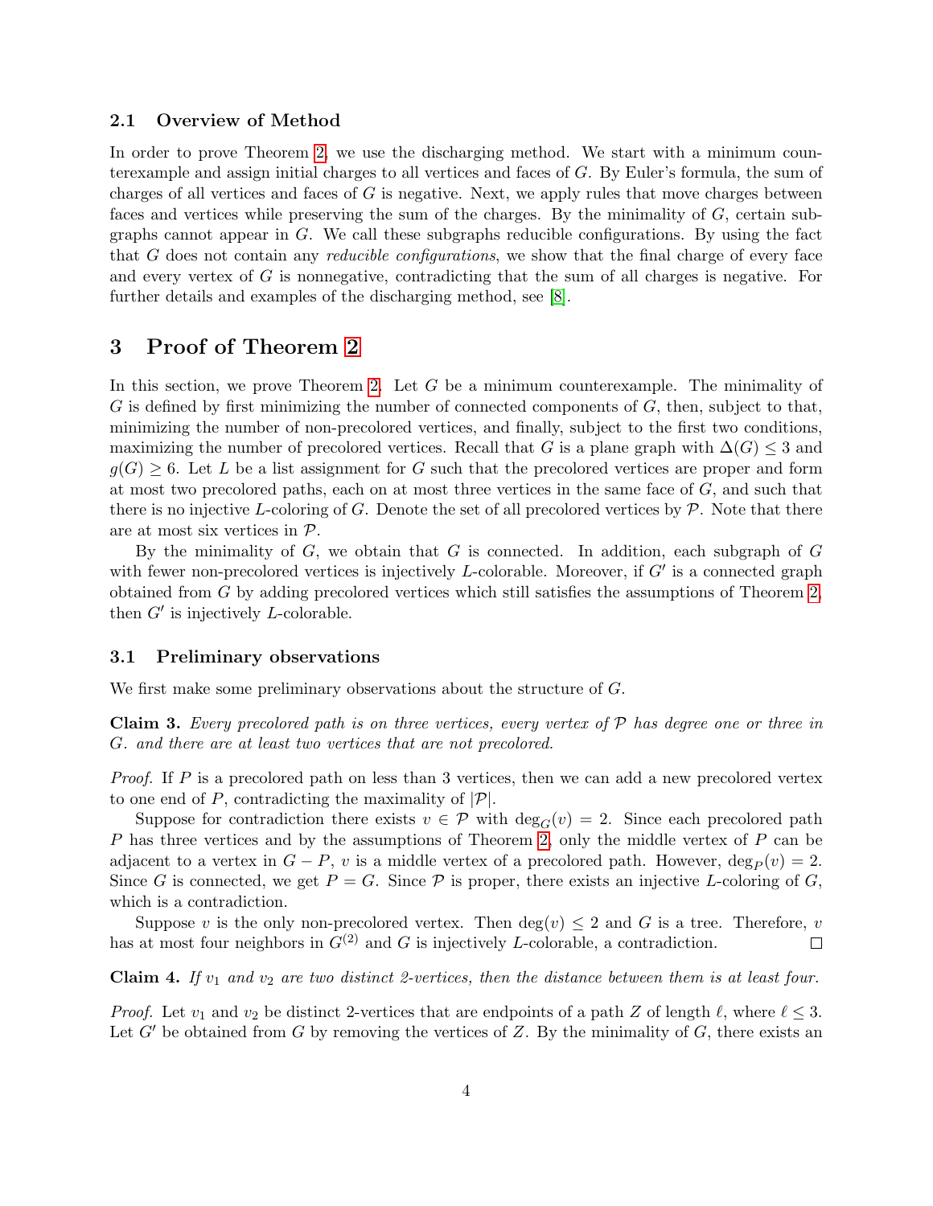### 2.1 Overview of Method

In order to prove Theorem 2, we use the discharging method. We start with a minimum counterexample and assign initial charges to all vertices and faces of $G$. By Euler's formula, the sum of charges of all vertices and faces of $G$ is negative. Next, we apply rules that move charges between faces and vertices while preserving the sum of the charges. By the minimality of $G$, certain subgraphs cannot appear in $G$. We call these subgraphs reducible configurations. By using the fact that $G$ does not contain any *reducible configurations*, we show that the final charge of every face and every vertex of $G$ is nonnegative, contradicting that the sum of all charges is negative. For further details and examples of the discharging method, see [8].

## 3 Proof of Theorem 2

In this section, we prove Theorem 2. Let $G$ be a minimum counterexample. The minimality of $G$ is defined by first minimizing the number of connected components of $G$, then, subject to that, minimizing the number of non-precolored vertices, and finally, subject to the first two conditions, maximizing the number of precolored vertices. Recall that $G$ is a plane graph with $\Delta(G) \leq 3$ and $g(G) \geq 6$. Let $L$ be a list assignment for $G$ such that the precolored vertices are proper and form at most two precolored paths, each on at most three vertices in the same face of $G$, and such that there is no injective $L$-coloring of $G$. Denote the set of all precolored vertices by $\mathcal{P}$. Note that there are at most six vertices in $\mathcal{P}$.

By the minimality of $G$, we obtain that $G$ is connected. In addition, each subgraph of $G$ with fewer non-precolored vertices is injectively $L$-colorable. Moreover, if $G'$ is a connected graph obtained from $G$ by adding precolored vertices which still satisfies the assumptions of Theorem 2, then $G'$ is injectively $L$-colorable.

### 3.1 Preliminary observations

We first make some preliminary observations about the structure of $G$.

**Claim 3.** *Every precolored path is on three vertices, every vertex of $\mathcal{P}$ has degree one or three in $G$. and there are at least two vertices that are not precolored.*

*Proof.* If $P$ is a precolored path on less than 3 vertices, then we can add a new precolored vertex to one end of $P$, contradicting the maximality of $|\mathcal{P}|$.

Suppose for contradiction there exists $v \in \mathcal{P}$ with $\deg_G(v) = 2$. Since each precolored path $P$ has three vertices and by the assumptions of Theorem 2, only the middle vertex of $P$ can be adjacent to a vertex in $G - P$, $v$ is a middle vertex of a precolored path. However, $\deg_P(v) = 2$. Since $G$ is connected, we get $P = G$. Since $\mathcal{P}$ is proper, there exists an injective $L$-coloring of $G$, which is a contradiction.

Suppose $v$ is the only non-precolored vertex. Then $\deg(v) \leq 2$ and $G$ is a tree. Therefore, $v$ has at most four neighbors in $G^{(2)}$ and $G$ is injectively $L$-colorable, a contradiction. $\square$

**Claim 4.** *If $v_1$ and $v_2$ are two distinct 2-vertices, then the distance between them is at least four.*

*Proof.* Let $v_1$ and $v_2$ be distinct 2-vertices that are endpoints of a path $Z$ of length $\ell$, where $\ell \leq 3$. Let $G'$ be obtained from $G$ by removing the vertices of $Z$. By the minimality of $G$, there exists an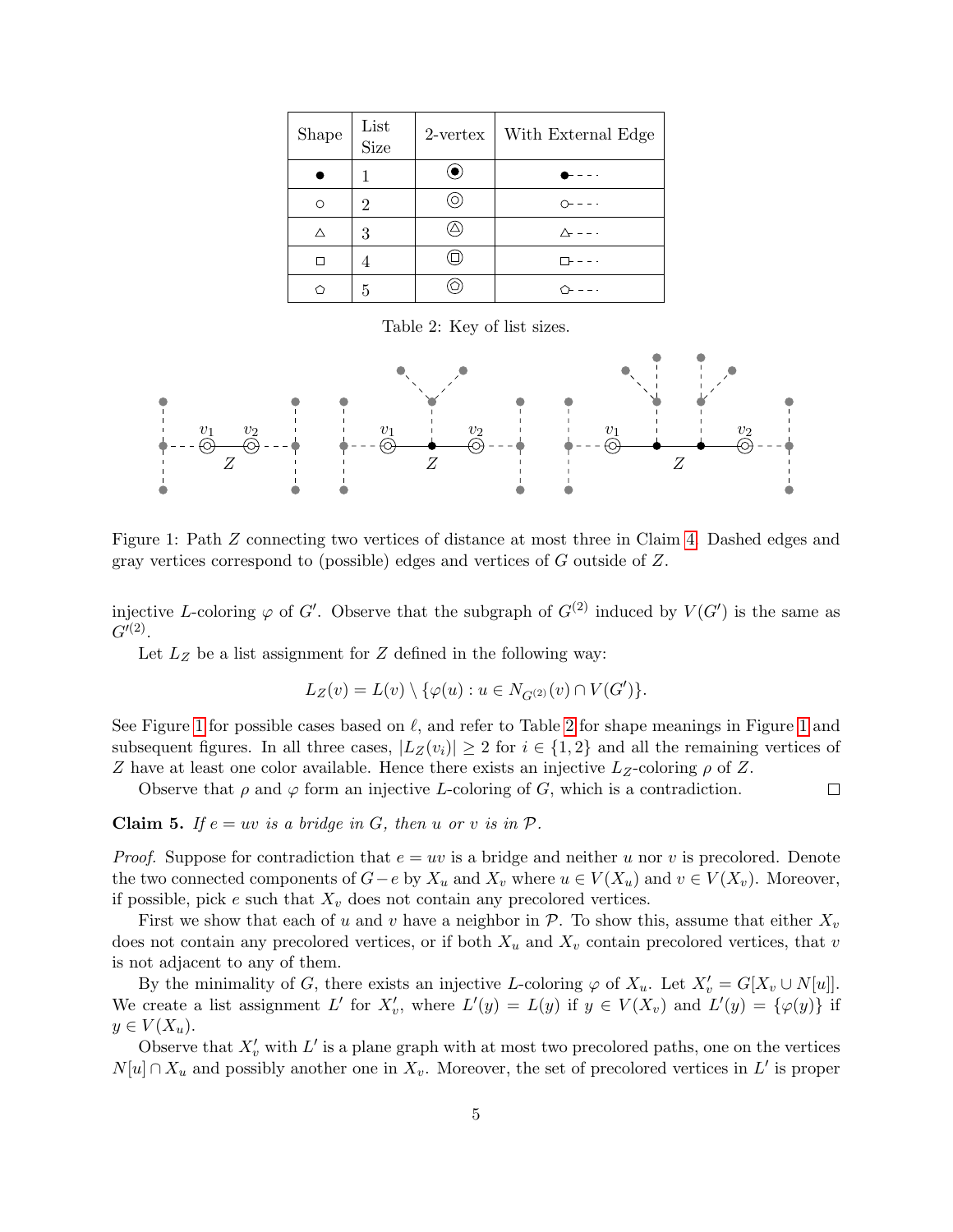| Shape | List Size | 2-vertex | With External Edge |
|---|---|---|---|
| ● | 1 | ◉ | ●- - - · |
| ○ | 2 | ◎ | ○- - - · |
| △ | 3 | ⓐ△ | △- - - · |
| □ | 4 | ⊡ | □- - - · |
| ⬠ | 5 | ⬠◎ | ⬠- - - · |

Table 2: Key of list sizes.

Figure 1: Path $Z$ connecting two vertices of distance at most three in Claim 4. Dashed edges and gray vertices correspond to (possible) edges and vertices of $G$ outside of $Z$.

injective $L$-coloring $\varphi$ of $G'$. Observe that the subgraph of $G^{(2)}$ induced by $V(G')$ is the same as $G'^{(2)}$.

Let $L_Z$ be a list assignment for $Z$ defined in the following way:

$$L_Z(v) = L(v) \setminus \{\varphi(u) : u \in N_{G^{(2)}}(v) \cap V(G')\}.$$

See Figure 1 for possible cases based on $\ell$, and refer to Table 2 for shape meanings in Figure 1 and subsequent figures. In all three cases, $|L_Z(v_i)| \geq 2$ for $i \in \{1, 2\}$ and all the remaining vertices of $Z$ have at least one color available. Hence there exists an injective $L_Z$-coloring $\rho$ of $Z$.

Observe that $\rho$ and $\varphi$ form an injective $L$-coloring of $G$, which is a contradiction. $\square$

**Claim 5.** *If $e = uv$ is a bridge in $G$, then $u$ or $v$ is in $\mathcal{P}$.*

*Proof.* Suppose for contradiction that $e = uv$ is a bridge and neither $u$ nor $v$ is precolored. Denote the two connected components of $G - e$ by $X_u$ and $X_v$ where $u \in V(X_u)$ and $v \in V(X_v)$. Moreover, if possible, pick $e$ such that $X_v$ does not contain any precolored vertices.

First we show that each of $u$ and $v$ have a neighbor in $\mathcal{P}$. To show this, assume that either $X_v$ does not contain any precolored vertices, or if both $X_u$ and $X_v$ contain precolored vertices, that $v$ is not adjacent to any of them.

By the minimality of $G$, there exists an injective $L$-coloring $\varphi$ of $X_u$. Let $X'_v = G[X_v \cup N[u]]$. We create a list assignment $L'$ for $X'_v$, where $L'(y) = L(y)$ if $y \in V(X_v)$ and $L'(y) = \{\varphi(y)\}$ if $y \in V(X_u)$.

Observe that $X'_v$ with $L'$ is a plane graph with at most two precolored paths, one on the vertices $N[u] \cap X_u$ and possibly another one in $X_v$. Moreover, the set of precolored vertices in $L'$ is proper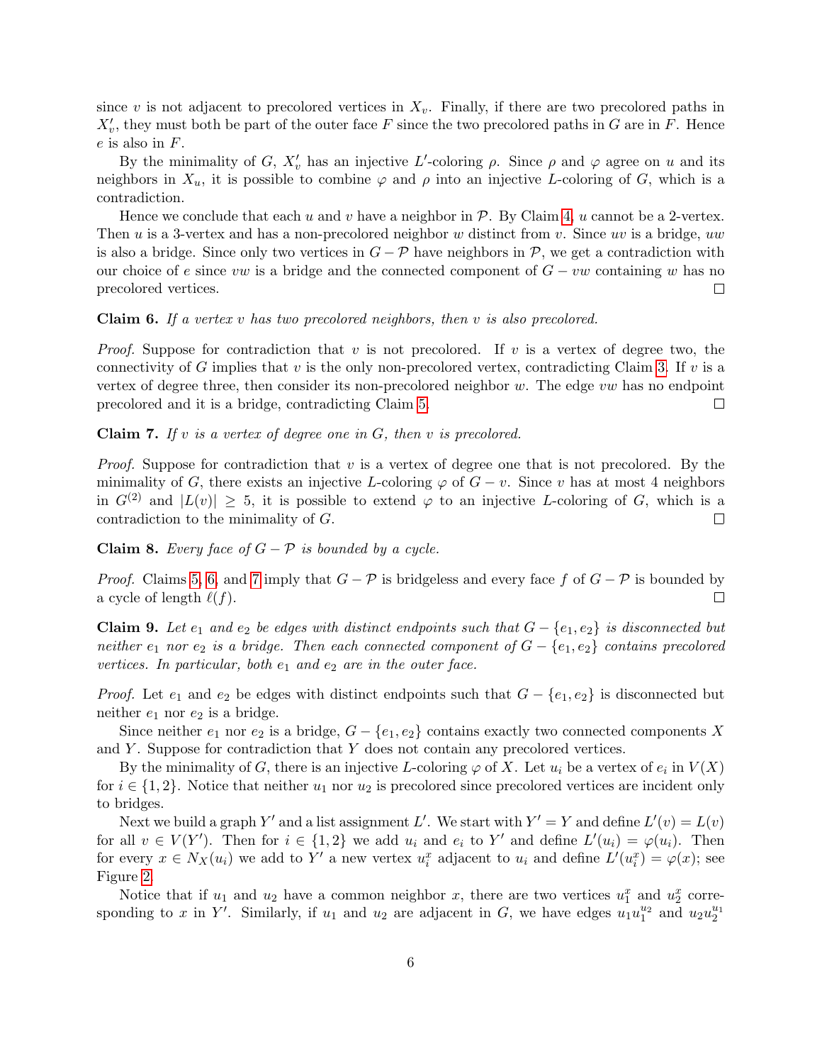since $v$ is not adjacent to precolored vertices in $X_v$. Finally, if there are two precolored paths in $X'_v$, they must both be part of the outer face $F$ since the two precolored paths in $G$ are in $F$. Hence $e$ is also in $F$.

By the minimality of $G$, $X'_v$ has an injective $L'$-coloring $\rho$. Since $\rho$ and $\varphi$ agree on $u$ and its neighbors in $X_u$, it is possible to combine $\varphi$ and $\rho$ into an injective $L$-coloring of $G$, which is a contradiction.

Hence we conclude that each $u$ and $v$ have a neighbor in $\mathcal{P}$. By Claim 4, $u$ cannot be a 2-vertex. Then $u$ is a 3-vertex and has a non-precolored neighbor $w$ distinct from $v$. Since $uv$ is a bridge, $uw$ is also a bridge. Since only two vertices in $G - \mathcal{P}$ have neighbors in $\mathcal{P}$, we get a contradiction with our choice of $e$ since $vw$ is a bridge and the connected component of $G - vw$ containing $w$ has no precolored vertices. □

**Claim 6.** *If a vertex $v$ has two precolored neighbors, then $v$ is also precolored.*

*Proof.* Suppose for contradiction that $v$ is not precolored. If $v$ is a vertex of degree two, the connectivity of $G$ implies that $v$ is the only non-precolored vertex, contradicting Claim 3. If $v$ is a vertex of degree three, then consider its non-precolored neighbor $w$. The edge $vw$ has no endpoint precolored and it is a bridge, contradicting Claim 5. □

**Claim 7.** *If $v$ is a vertex of degree one in $G$, then $v$ is precolored.*

*Proof.* Suppose for contradiction that $v$ is a vertex of degree one that is not precolored. By the minimality of $G$, there exists an injective $L$-coloring $\varphi$ of $G - v$. Since $v$ has at most 4 neighbors in $G^{(2)}$ and $|L(v)| \geq 5$, it is possible to extend $\varphi$ to an injective $L$-coloring of $G$, which is a contradiction to the minimality of $G$. □

**Claim 8.** *Every face of $G - \mathcal{P}$ is bounded by a cycle.*

*Proof.* Claims 5, 6, and 7 imply that $G - \mathcal{P}$ is bridgeless and every face $f$ of $G - \mathcal{P}$ is bounded by a cycle of length $\ell(f)$. □

**Claim 9.** *Let $e_1$ and $e_2$ be edges with distinct endpoints such that $G - \{e_1, e_2\}$ is disconnected but neither $e_1$ nor $e_2$ is a bridge. Then each connected component of $G - \{e_1, e_2\}$ contains precolored vertices. In particular, both $e_1$ and $e_2$ are in the outer face.*

*Proof.* Let $e_1$ and $e_2$ be edges with distinct endpoints such that $G - \{e_1, e_2\}$ is disconnected but neither $e_1$ nor $e_2$ is a bridge.

Since neither $e_1$ nor $e_2$ is a bridge, $G - \{e_1, e_2\}$ contains exactly two connected components $X$ and $Y$. Suppose for contradiction that $Y$ does not contain any precolored vertices.

By the minimality of $G$, there is an injective $L$-coloring $\varphi$ of $X$. Let $u_i$ be a vertex of $e_i$ in $V(X)$ for $i \in \{1, 2\}$. Notice that neither $u_1$ nor $u_2$ is precolored since precolored vertices are incident only to bridges.

Next we build a graph $Y'$ and a list assignment $L'$. We start with $Y' = Y$ and define $L'(v) = L(v)$ for all $v \in V(Y')$. Then for $i \in \{1, 2\}$ we add $u_i$ and $e_i$ to $Y'$ and define $L'(u_i) = \varphi(u_i)$. Then for every $x \in N_X(u_i)$ we add to $Y'$ a new vertex $u_i^x$ adjacent to $u_i$ and define $L'(u_i^x) = \varphi(x)$; see Figure 2.

Notice that if $u_1$ and $u_2$ have a common neighbor $x$, there are two vertices $u_1^x$ and $u_2^x$ corresponding to $x$ in $Y'$. Similarly, if $u_1$ and $u_2$ are adjacent in $G$, we have edges $u_1 u_1^{u_2}$ and $u_2 u_2^{u_1}$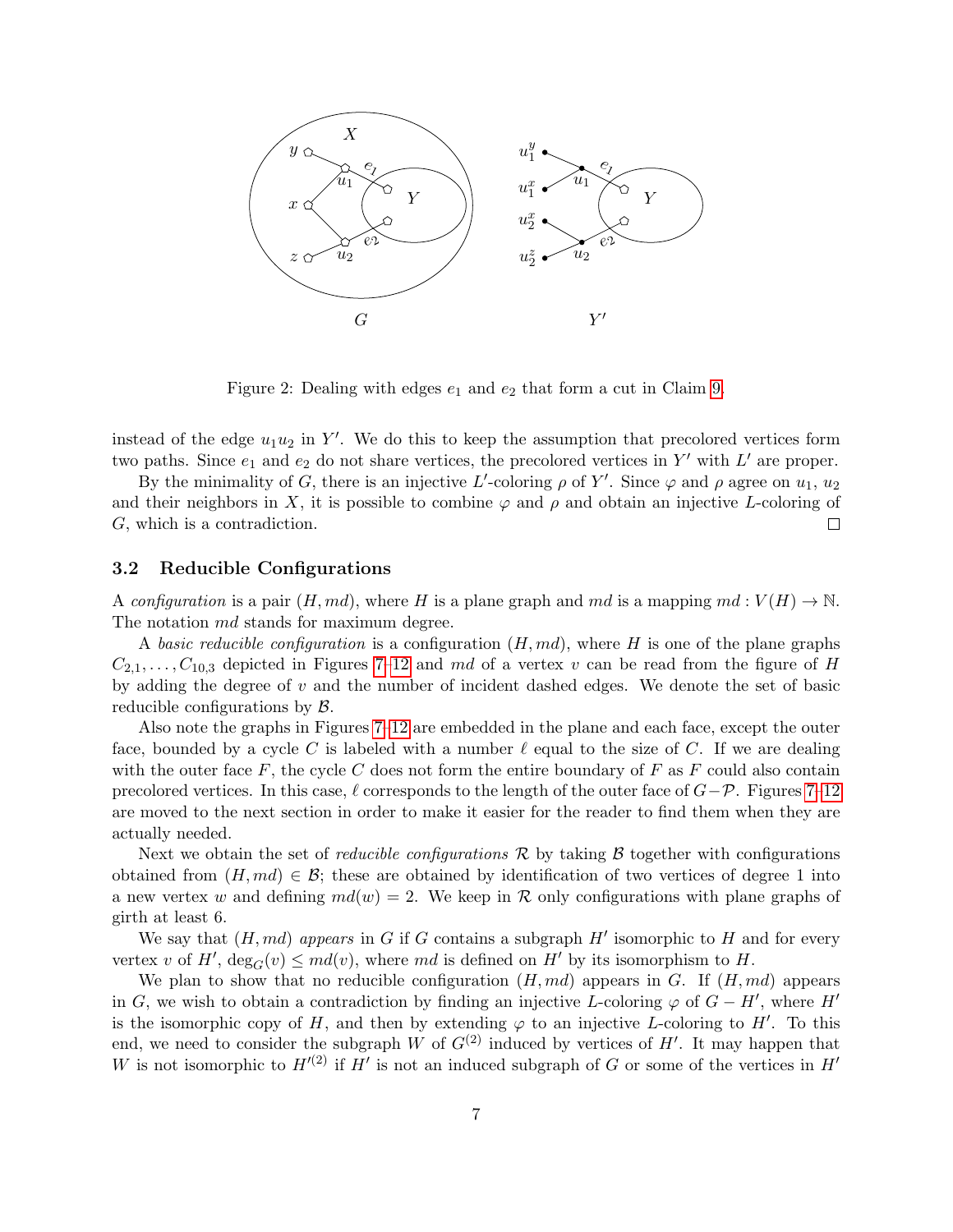Figure 2: Dealing with edges $e_1$ and $e_2$ that form a cut in Claim 9.

instead of the edge $u_1u_2$ in $Y'$. We do this to keep the assumption that precolored vertices form two paths. Since $e_1$ and $e_2$ do not share vertices, the precolored vertices in $Y'$ with $L'$ are proper.

By the minimality of $G$, there is an injective $L'$-coloring $\rho$ of $Y'$. Since $\varphi$ and $\rho$ agree on $u_1$, $u_2$ and their neighbors in $X$, it is possible to combine $\varphi$ and $\rho$ and obtain an injective $L$-coloring of $G$, which is a contradiction. □

### 3.2 Reducible Configurations

A *configuration* is a pair $(H, md)$, where $H$ is a plane graph and $md$ is a mapping $md : V(H) \to \mathbb{N}$. The notation $md$ stands for maximum degree.

A *basic reducible configuration* is a configuration $(H, md)$, where $H$ is one of the plane graphs $C_{2,1}, \ldots, C_{10,3}$ depicted in Figures 7–12 and $md$ of a vertex $v$ can be read from the figure of $H$ by adding the degree of $v$ and the number of incident dashed edges. We denote the set of basic reducible configurations by $\mathcal{B}$.

Also note the graphs in Figures 7–12 are embedded in the plane and each face, except the outer face, bounded by a cycle $C$ is labeled with a number $\ell$ equal to the size of $C$. If we are dealing with the outer face $F$, the cycle $C$ does not form the entire boundary of $F$ as $F$ could also contain precolored vertices. In this case, $\ell$ corresponds to the length of the outer face of $G - \mathcal{P}$. Figures 7–12 are moved to the next section in order to make it easier for the reader to find them when they are actually needed.

Next we obtain the set of *reducible configurations* $\mathcal{R}$ by taking $\mathcal{B}$ together with configurations obtained from $(H, md) \in \mathcal{B}$; these are obtained by identification of two vertices of degree 1 into a new vertex $w$ and defining $md(w) = 2$. We keep in $\mathcal{R}$ only configurations with plane graphs of girth at least 6.

We say that $(H, md)$ *appears* in $G$ if $G$ contains a subgraph $H'$ isomorphic to $H$ and for every vertex $v$ of $H'$, $\deg_G(v) \le md(v)$, where $md$ is defined on $H'$ by its isomorphism to $H$.

We plan to show that no reducible configuration $(H, md)$ appears in $G$. If $(H, md)$ appears in $G$, we wish to obtain a contradiction by finding an injective $L$-coloring $\varphi$ of $G - H'$, where $H'$ is the isomorphic copy of $H$, and then by extending $\varphi$ to an injective $L$-coloring to $H'$. To this end, we need to consider the subgraph $W$ of $G^{(2)}$ induced by vertices of $H'$. It may happen that $W$ is not isomorphic to $H'^{(2)}$ if $H'$ is not an induced subgraph of $G$ or some of the vertices in $H'$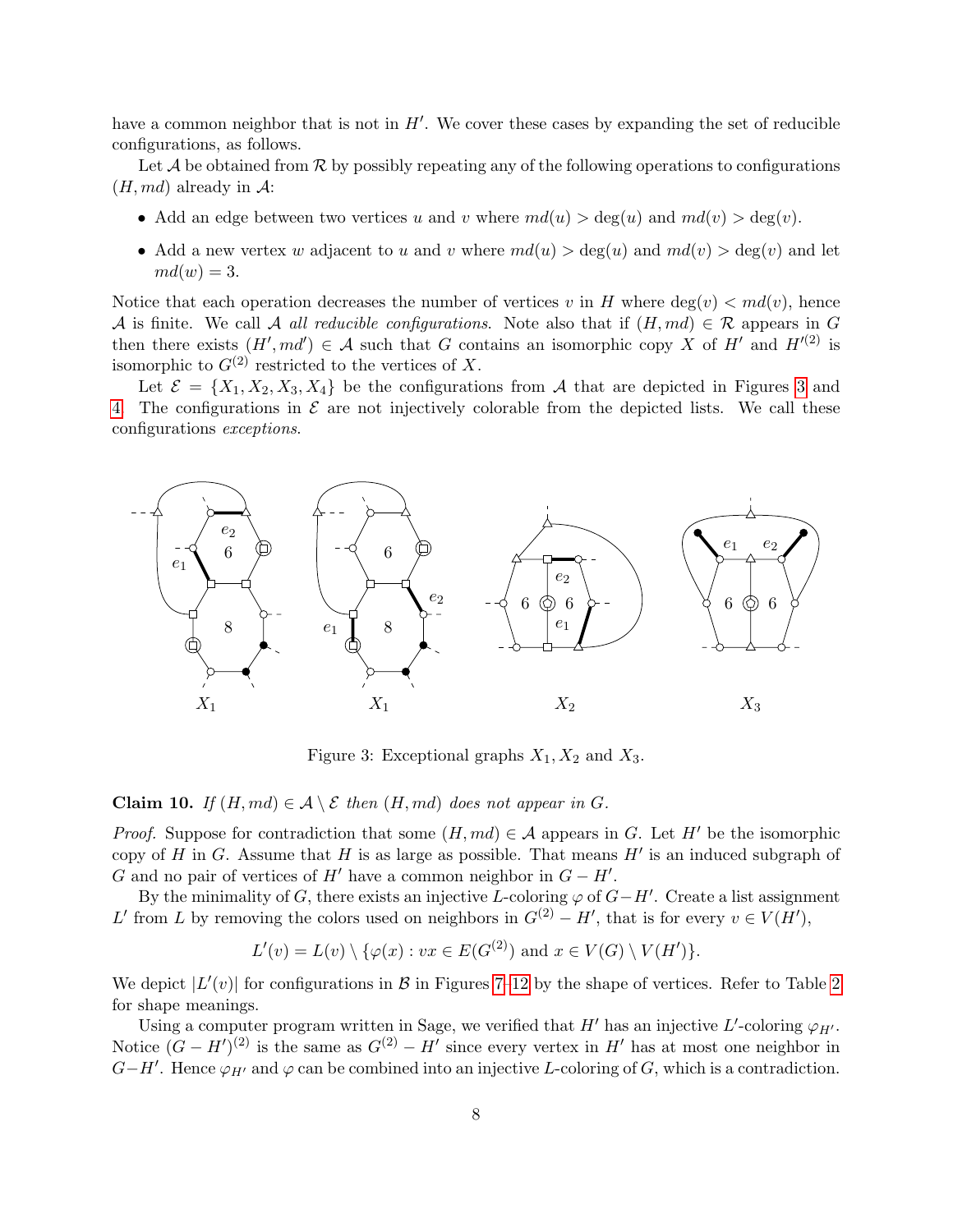have a common neighbor that is not in $H'$. We cover these cases by expanding the set of reducible configurations, as follows.

Let $\mathcal{A}$ be obtained from $\mathcal{R}$ by possibly repeating any of the following operations to configurations $(H, md)$ already in $\mathcal{A}$:

- Add an edge between two vertices $u$ and $v$ where $md(u) > \deg(u)$ and $md(v) > \deg(v)$.
- Add a new vertex $w$ adjacent to $u$ and $v$ where $md(u) > \deg(u)$ and $md(v) > \deg(v)$ and let $md(w) = 3$.

Notice that each operation decreases the number of vertices $v$ in $H$ where $\deg(v) < md(v)$, hence $\mathcal{A}$ is finite. We call $\mathcal{A}$ *all reducible configurations*. Note also that if $(H, md) \in \mathcal{R}$ appears in $G$ then there exists $(H', md') \in \mathcal{A}$ such that $G$ contains an isomorphic copy $X$ of $H'$ and $H'^{(2)}$ is isomorphic to $G^{(2)}$ restricted to the vertices of $X$.

Let $\mathcal{E} = \{X_1, X_2, X_3, X_4\}$ be the configurations from $\mathcal{A}$ that are depicted in Figures 3 and 4. The configurations in $\mathcal{E}$ are not injectively colorable from the depicted lists. We call these configurations *exceptions*.

Figure 3: Exceptional graphs $X_1, X_2$ and $X_3$.

**Claim 10.** *If $(H, md) \in \mathcal{A} \setminus \mathcal{E}$ then $(H, md)$ does not appear in $G$.*

*Proof.* Suppose for contradiction that some $(H, md) \in \mathcal{A}$ appears in $G$. Let $H'$ be the isomorphic copy of $H$ in $G$. Assume that $H$ is as large as possible. That means $H'$ is an induced subgraph of $G$ and no pair of vertices of $H'$ have a common neighbor in $G - H'$.

By the minimality of $G$, there exists an injective $L$-coloring $\varphi$ of $G - H'$. Create a list assignment $L'$ from $L$ by removing the colors used on neighbors in $G^{(2)} - H'$, that is for every $v \in V(H')$,

$$L'(v) = L(v) \setminus \{\varphi(x) : vx \in E(G^{(2)}) \text{ and } x \in V(G) \setminus V(H')\}.$$

We depict $|L'(v)|$ for configurations in $\mathcal{B}$ in Figures 7–12 by the shape of vertices. Refer to Table 2 for shape meanings.

Using a computer program written in Sage, we verified that $H'$ has an injective $L'$-coloring $\varphi_{H'}$. Notice $(G - H')^{(2)}$ is the same as $G^{(2)} - H'$ since every vertex in $H'$ has at most one neighbor in $G - H'$. Hence $\varphi_{H'}$ and $\varphi$ can be combined into an injective $L$-coloring of $G$, which is a contradiction.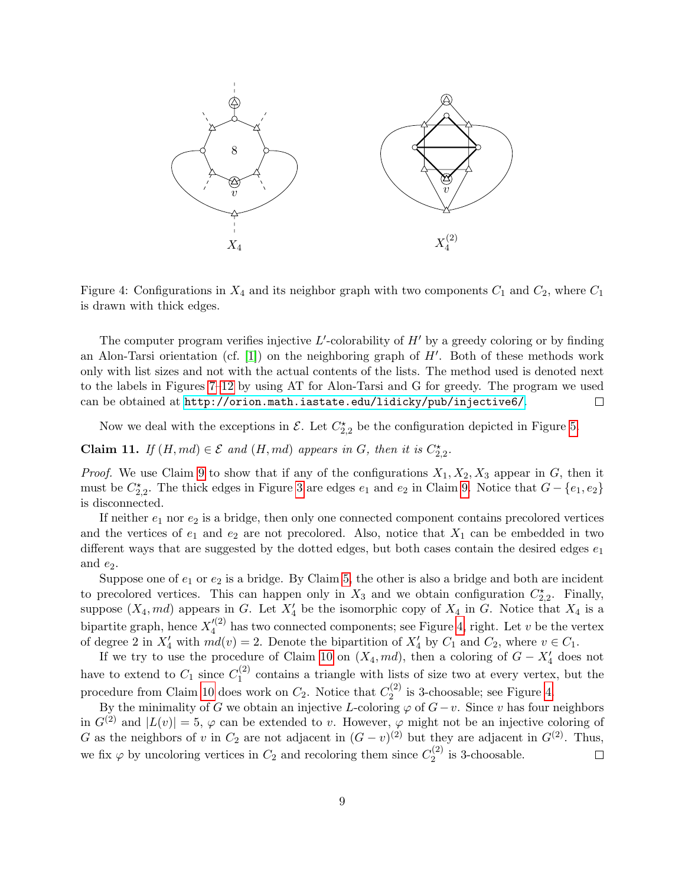Figure 4: Configurations in $X_4$ and its neighbor graph with two components $C_1$ and $C_2$, where $C_1$ is drawn with thick edges.

The computer program verifies injective $L'$-colorability of $H'$ by a greedy coloring or by finding an Alon-Tarsi orientation (cf. [1]) on the neighboring graph of $H'$. Both of these methods work only with list sizes and not with the actual contents of the lists. The method used is denoted next to the labels in Figures 7–12 by using AT for Alon-Tarsi and G for greedy. The program we used can be obtained at http://orion.math.iastate.edu/lidicky/pub/injective6/. □

Now we deal with the exceptions in $\mathcal{E}$. Let $C^{\star}_{2,2}$ be the configuration depicted in Figure 5.

**Claim 11.** *If $(H, md) \in \mathcal{E}$ and $(H, md)$ appears in $G$, then it is $C^{\star}_{2,2}$.*

*Proof.* We use Claim 9 to show that if any of the configurations $X_1, X_2, X_3$ appear in $G$, then it must be $C^{\star}_{2,2}$. The thick edges in Figure 3 are edges $e_1$ and $e_2$ in Claim 9. Notice that $G - \{e_1, e_2\}$ is disconnected.

If neither $e_1$ nor $e_2$ is a bridge, then only one connected component contains precolored vertices and the vertices of $e_1$ and $e_2$ are not precolored. Also, notice that $X_1$ can be embedded in two different ways that are suggested by the dotted edges, but both cases contain the desired edges $e_1$ and $e_2$.

Suppose one of $e_1$ or $e_2$ is a bridge. By Claim 5, the other is also a bridge and both are incident to precolored vertices. This can happen only in $X_3$ and we obtain configuration $C^{\star}_{2,2}$. Finally, suppose $(X_4, md)$ appears in $G$. Let $X'_4$ be the isomorphic copy of $X_4$ in $G$. Notice that $X_4$ is a bipartite graph, hence $X_4'^{(2)}$ has two connected components; see Figure 4, right. Let $v$ be the vertex of degree 2 in $X'_4$ with $md(v) = 2$. Denote the bipartition of $X'_4$ by $C_1$ and $C_2$, where $v \in C_1$.

If we try to use the procedure of Claim 10 on $(X_4, md)$, then a coloring of $G - X'_4$ does not have to extend to $C_1$ since $C_1^{(2)}$ contains a triangle with lists of size two at every vertex, but the procedure from Claim 10 does work on $C_2$. Notice that $C_2^{(2)}$ is 3-choosable; see Figure 4.

By the minimality of $G$ we obtain an injective $L$-coloring $\varphi$ of $G - v$. Since $v$ has four neighbors in $G^{(2)}$ and $|L(v)| = 5$, $\varphi$ can be extended to $v$. However, $\varphi$ might not be an injective coloring of $G$ as the neighbors of $v$ in $C_2$ are not adjacent in $(G - v)^{(2)}$ but they are adjacent in $G^{(2)}$. Thus, we fix $\varphi$ by uncoloring vertices in $C_2$ and recoloring them since $C_2^{(2)}$ is 3-choosable. □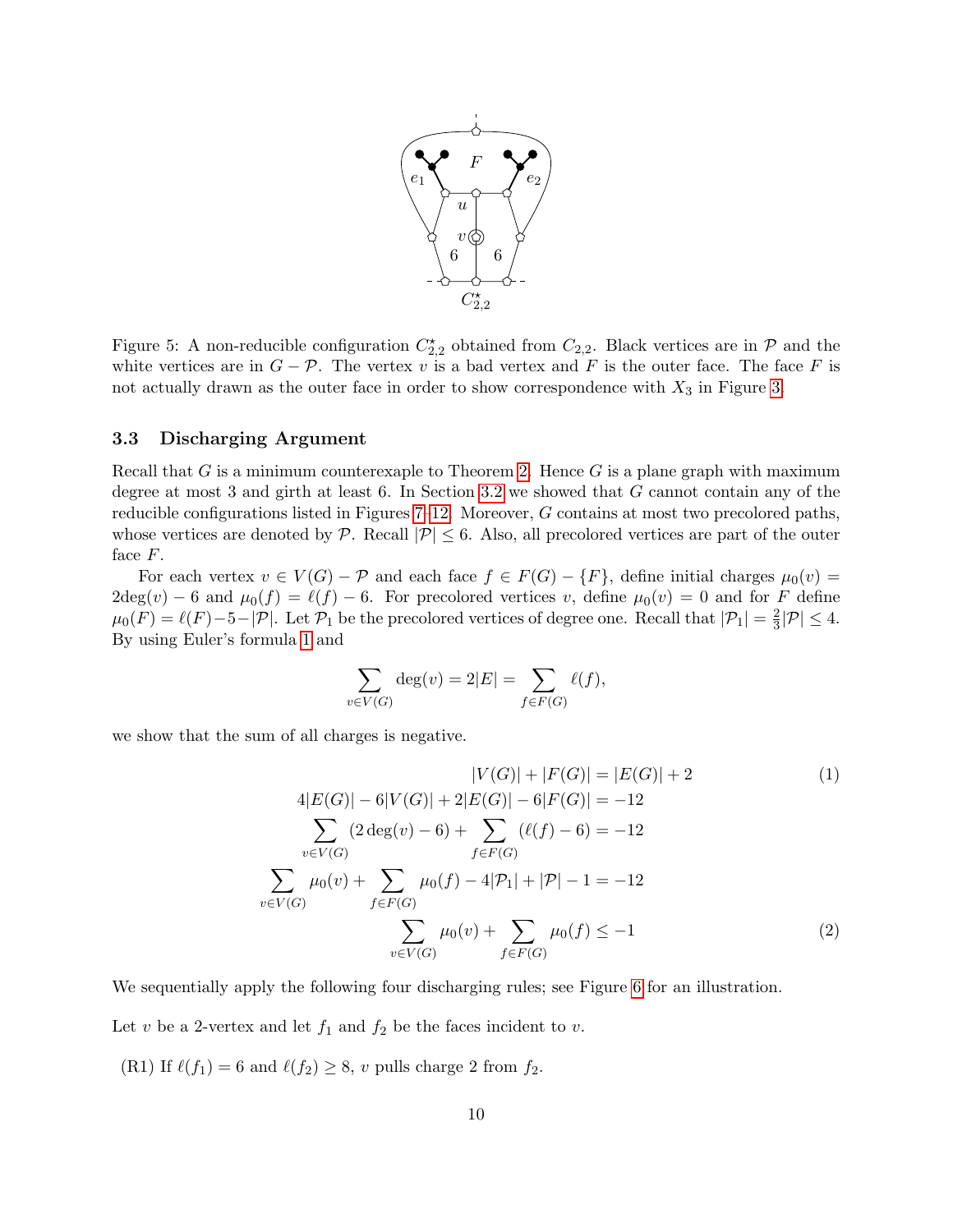Figure 5: A non-reducible configuration $C^\star_{2,2}$ obtained from $C_{2,2}$. Black vertices are in $\mathcal{P}$ and the white vertices are in $G - \mathcal{P}$. The vertex $v$ is a bad vertex and $F$ is the outer face. The face $F$ is not actually drawn as the outer face in order to show correspondence with $X_3$ in Figure 3.

### 3.3 Discharging Argument

Recall that $G$ is a minimum counterexaple to Theorem 2. Hence $G$ is a plane graph with maximum degree at most 3 and girth at least 6. In Section 3.2 we showed that $G$ cannot contain any of the reducible configurations listed in Figures 7–12. Moreover, $G$ contains at most two precolored paths, whose vertices are denoted by $\mathcal{P}$. Recall $|\mathcal{P}| \le 6$. Also, all precolored vertices are part of the outer face $F$.

For each vertex $v \in V(G) - \mathcal{P}$ and each face $f \in F(G) - \{F\}$, define initial charges $\mu_0(v) = 2\deg(v) - 6$ and $\mu_0(f) = \ell(f) - 6$. For precolored vertices $v$, define $\mu_0(v) = 0$ and for $F$ define $\mu_0(F) = \ell(F) - 5 - |\mathcal{P}|$. Let $\mathcal{P}_1$ be the precolored vertices of degree one. Recall that $|\mathcal{P}_1| = \frac{2}{3}|\mathcal{P}| \le 4$. By using Euler's formula 1 and

$$\sum_{v \in V(G)} \deg(v) = 2|E| = \sum_{f \in F(G)} \ell(f),$$

we show that the sum of all charges is negative.

$$|V(G)| + |F(G)| = |E(G)| + 2 \tag{1}$$

$$4|E(G)| - 6|V(G)| + 2|E(G)| - 6|F(G)| = -12$$

$$\sum_{v \in V(G)} (2\deg(v) - 6) + \sum_{f \in F(G)} (\ell(f) - 6) = -12$$

$$\sum_{v \in V(G)} \mu_0(v) + \sum_{f \in F(G)} \mu_0(f) - 4|\mathcal{P}_1| + |\mathcal{P}| - 1 = -12$$

$$\sum_{v \in V(G)} \mu_0(v) + \sum_{f \in F(G)} \mu_0(f) \le -1 \tag{2}$$

We sequentially apply the following four discharging rules; see Figure 6 for an illustration.

Let $v$ be a 2-vertex and let $f_1$ and $f_2$ be the faces incident to $v$.

(R1) If $\ell(f_1) = 6$ and $\ell(f_2) \ge 8$, $v$ pulls charge 2 from $f_2$.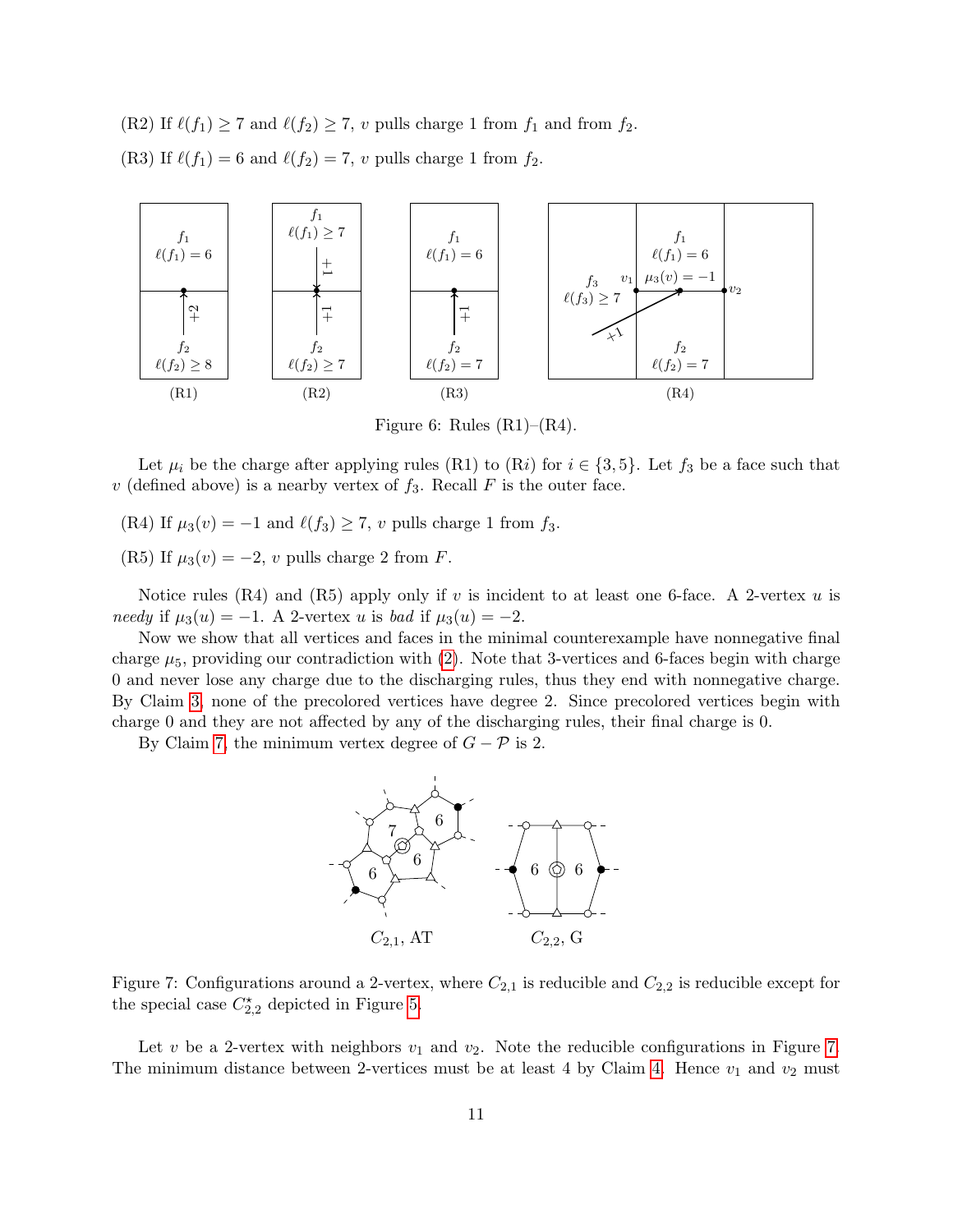(R2) If $\ell(f_1) \geq 7$ and $\ell(f_2) \geq 7$, $v$ pulls charge 1 from $f_1$ and from $f_2$.

(R3) If $\ell(f_1) = 6$ and $\ell(f_2) = 7$, $v$ pulls charge 1 from $f_2$.

Figure 6: Rules (R1)–(R4).

Let $\mu_i$ be the charge after applying rules (R1) to (R$i$) for $i \in \{3, 5\}$. Let $f_3$ be a face such that $v$ (defined above) is a nearby vertex of $f_3$. Recall $F$ is the outer face.

(R4) If $\mu_3(v) = -1$ and $\ell(f_3) \geq 7$, $v$ pulls charge 1 from $f_3$.

(R5) If $\mu_3(v) = -2$, $v$ pulls charge 2 from $F$.

Notice rules (R4) and (R5) apply only if $v$ is incident to at least one 6-face. A 2-vertex $u$ is *needy* if $\mu_3(u) = -1$. A 2-vertex $u$ is *bad* if $\mu_3(u) = -2$.

Now we show that all vertices and faces in the minimal counterexample have nonnegative final charge $\mu_5$, providing our contradiction with (2). Note that 3-vertices and 6-faces begin with charge 0 and never lose any charge due to the discharging rules, thus they end with nonnegative charge. By Claim 3, none of the precolored vertices have degree 2. Since precolored vertices begin with charge 0 and they are not affected by any of the discharging rules, their final charge is 0.

By Claim 7, the minimum vertex degree of $G - \mathcal{P}$ is 2.

Figure 7: Configurations around a 2-vertex, where $C_{2,1}$ is reducible and $C_{2,2}$ is reducible except for the special case $C^{\star}_{2,2}$ depicted in Figure 5.

Let $v$ be a 2-vertex with neighbors $v_1$ and $v_2$. Note the reducible configurations in Figure 7. The minimum distance between 2-vertices must be at least 4 by Claim 4. Hence $v_1$ and $v_2$ must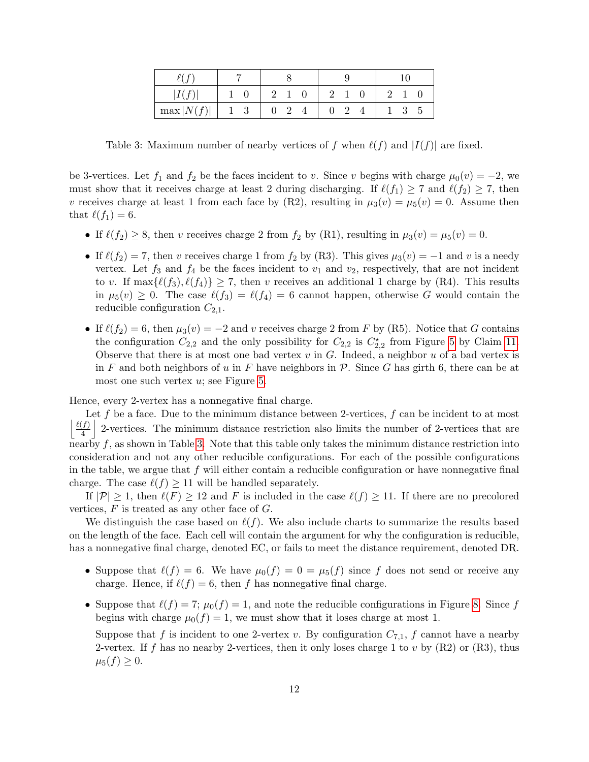| $\ell(f)$ | 7 | | 8 | | | 9 | | | 10 | | |
|---|---|---|---|---|---|---|---|---|---|---|---|
| $\lvert I(f)\rvert$ | 1 | 0 | 2 | 1 | 0 | 2 | 1 | 0 | 2 | 1 | 0 |
| $\max \lvert N(f)\rvert$ | 1 | 3 | 0 | 2 | 4 | 0 | 2 | 4 | 1 | 3 | 5 |

Table 3: Maximum number of nearby vertices of $f$ when $\ell(f)$ and $|I(f)|$ are fixed.

be 3-vertices. Let $f_1$ and $f_2$ be the faces incident to $v$. Since $v$ begins with charge $\mu_0(v) = -2$, we must show that it receives charge at least 2 during discharging. If $\ell(f_1) \geq 7$ and $\ell(f_2) \geq 7$, then $v$ receives charge at least 1 from each face by (R2), resulting in $\mu_3(v) = \mu_5(v) = 0$. Assume then that $\ell(f_1) = 6$.

- If $\ell(f_2) \geq 8$, then $v$ receives charge 2 from $f_2$ by (R1), resulting in $\mu_3(v) = \mu_5(v) = 0$.
- If $\ell(f_2) = 7$, then $v$ receives charge 1 from $f_2$ by (R3). This gives $\mu_3(v) = -1$ and $v$ is a needy vertex. Let $f_3$ and $f_4$ be the faces incident to $v_1$ and $v_2$, respectively, that are not incident to $v$. If $\max\{\ell(f_3), \ell(f_4)\} \geq 7$, then $v$ receives an additional 1 charge by (R4). This results in $\mu_5(v) \geq 0$. The case $\ell(f_3) = \ell(f_4) = 6$ cannot happen, otherwise $G$ would contain the reducible configuration $C_{2,1}$.
- If $\ell(f_2) = 6$, then $\mu_3(v) = -2$ and $v$ receives charge 2 from $F$ by (R5). Notice that $G$ contains the configuration $C_{2,2}$ and the only possibility for $C_{2,2}$ is $C^\star_{2,2}$ from Figure 5 by Claim 11. Observe that there is at most one bad vertex $v$ in $G$. Indeed, a neighbor $u$ of a bad vertex is in $F$ and both neighbors of $u$ in $F$ have neighbors in $\mathcal{P}$. Since $G$ has girth 6, there can be at most one such vertex $u$; see Figure 5.

Hence, every 2-vertex has a nonnegative final charge.

Let $f$ be a face. Due to the minimum distance between 2-vertices, $f$ can be incident to at most $\left\lfloor \frac{\ell(f)}{4} \right\rfloor$ 2-vertices. The minimum distance restriction also limits the number of 2-vertices that are nearby $f$, as shown in Table 3. Note that this table only takes the minimum distance restriction into consideration and not any other reducible configurations. For each of the possible configurations in the table, we argue that $f$ will either contain a reducible configuration or have nonnegative final charge. The case $\ell(f) \geq 11$ will be handled separately.

If $|\mathcal{P}| \geq 1$, then $\ell(F) \geq 12$ and $F$ is included in the case $\ell(f) \geq 11$. If there are no precolored vertices, $F$ is treated as any other face of $G$.

We distinguish the case based on $\ell(f)$. We also include charts to summarize the results based on the length of the face. Each cell will contain the argument for why the configuration is reducible, has a nonnegative final charge, denoted EC, or fails to meet the distance requirement, denoted DR.

- Suppose that $\ell(f) = 6$. We have $\mu_0(f) = 0 = \mu_5(f)$ since $f$ does not send or receive any charge. Hence, if $\ell(f) = 6$, then $f$ has nonnegative final charge.
- Suppose that $\ell(f) = 7$; $\mu_0(f) = 1$, and note the reducible configurations in Figure 8. Since $f$ begins with charge $\mu_0(f) = 1$, we must show that it loses charge at most 1.

  Suppose that $f$ is incident to one 2-vertex $v$. By configuration $C_{7,1}$, $f$ cannot have a nearby 2-vertex. If $f$ has no nearby 2-vertices, then it only loses charge 1 to $v$ by (R2) or (R3), thus $\mu_5(f) \geq 0$.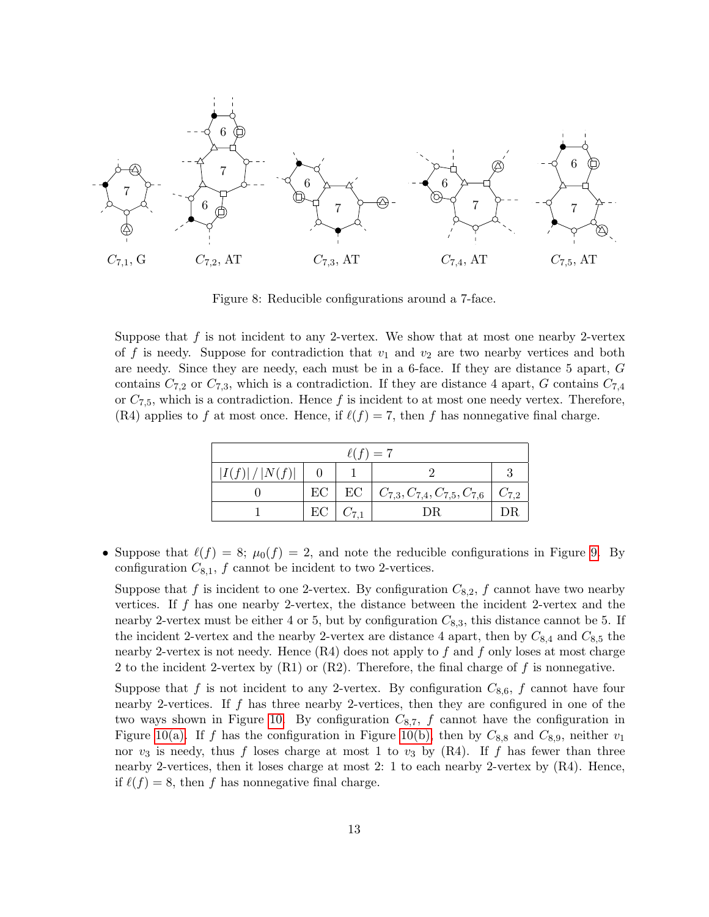$C_{7,1}$, G $C_{7,2}$, AT $C_{7,3}$, AT $C_{7,4}$, AT $C_{7,5}$, AT

Figure 8: Reducible configurations around a 7-face.

Suppose that $f$ is not incident to any 2-vertex. We show that at most one nearby 2-vertex of $f$ is needy. Suppose for contradiction that $v_1$ and $v_2$ are two nearby vertices and both are needy. Since they are needy, each must be in a 6-face. If they are distance 5 apart, $G$ contains $C_{7,2}$ or $C_{7,3}$, which is a contradiction. If they are distance 4 apart, $G$ contains $C_{7,4}$ or $C_{7,5}$, which is a contradiction. Hence $f$ is incident to at most one needy vertex. Therefore, (R4) applies to $f$ at most once. Hence, if $\ell(f) = 7$, then $f$ has nonnegative final charge.

| $\ell(f) = 7$ | | | | |
|---|---|---|---|---|
| $\lvert I(f)\rvert \,/\, \lvert N(f)\rvert$ | 0 | 1 | 2 | 3 |
| 0 | EC | EC | $C_{7,3}, C_{7,4}, C_{7,5}, C_{7,6}$ | $C_{7,2}$ |
| 1 | EC | $C_{7,1}$ | DR | DR |

- Suppose that $\ell(f) = 8$; $\mu_0(f) = 2$, and note the reducible configurations in Figure 9. By configuration $C_{8,1}$, $f$ cannot be incident to two 2-vertices.

  Suppose that $f$ is incident to one 2-vertex. By configuration $C_{8,2}$, $f$ cannot have two nearby vertices. If $f$ has one nearby 2-vertex, the distance between the incident 2-vertex and the nearby 2-vertex must be either 4 or 5, but by configuration $C_{8,3}$, this distance cannot be 5. If the incident 2-vertex and the nearby 2-vertex are distance 4 apart, then by $C_{8,4}$ and $C_{8,5}$ the nearby 2-vertex is not needy. Hence (R4) does not apply to $f$ and $f$ only loses at most charge 2 to the incident 2-vertex by (R1) or (R2). Therefore, the final charge of $f$ is nonnegative.

  Suppose that $f$ is not incident to any 2-vertex. By configuration $C_{8,6}$, $f$ cannot have four nearby 2-vertices. If $f$ has three nearby 2-vertices, then they are configured in one of the two ways shown in Figure 10. By configuration $C_{8,7}$, $f$ cannot have the configuration in Figure 10(a). If $f$ has the configuration in Figure 10(b), then by $C_{8,8}$ and $C_{8,9}$, neither $v_1$ nor $v_3$ is needy, thus $f$ loses charge at most 1 to $v_3$ by (R4). If $f$ has fewer than three nearby 2-vertices, then it loses charge at most 2: 1 to each nearby 2-vertex by (R4). Hence, if $\ell(f) = 8$, then $f$ has nonnegative final charge.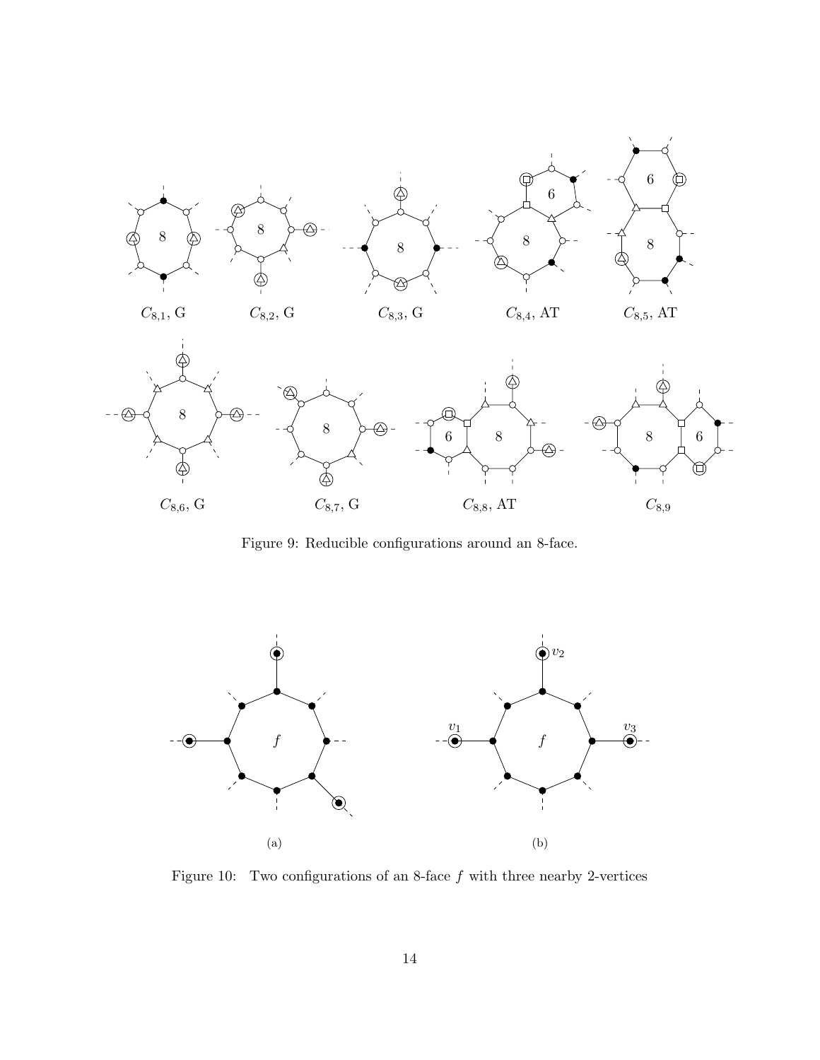$C_{8,1}$, G $C_{8,2}$, G $C_{8,3}$, G $C_{8,4}$, AT $C_{8,5}$, AT

$C_{8,6}$, G $C_{8,7}$, G $C_{8,8}$, AT $C_{8,9}$

Figure 9: Reducible configurations around an 8-face.

(a) (b)

Figure 10: Two configurations of an 8-face $f$ with three nearby 2-vertices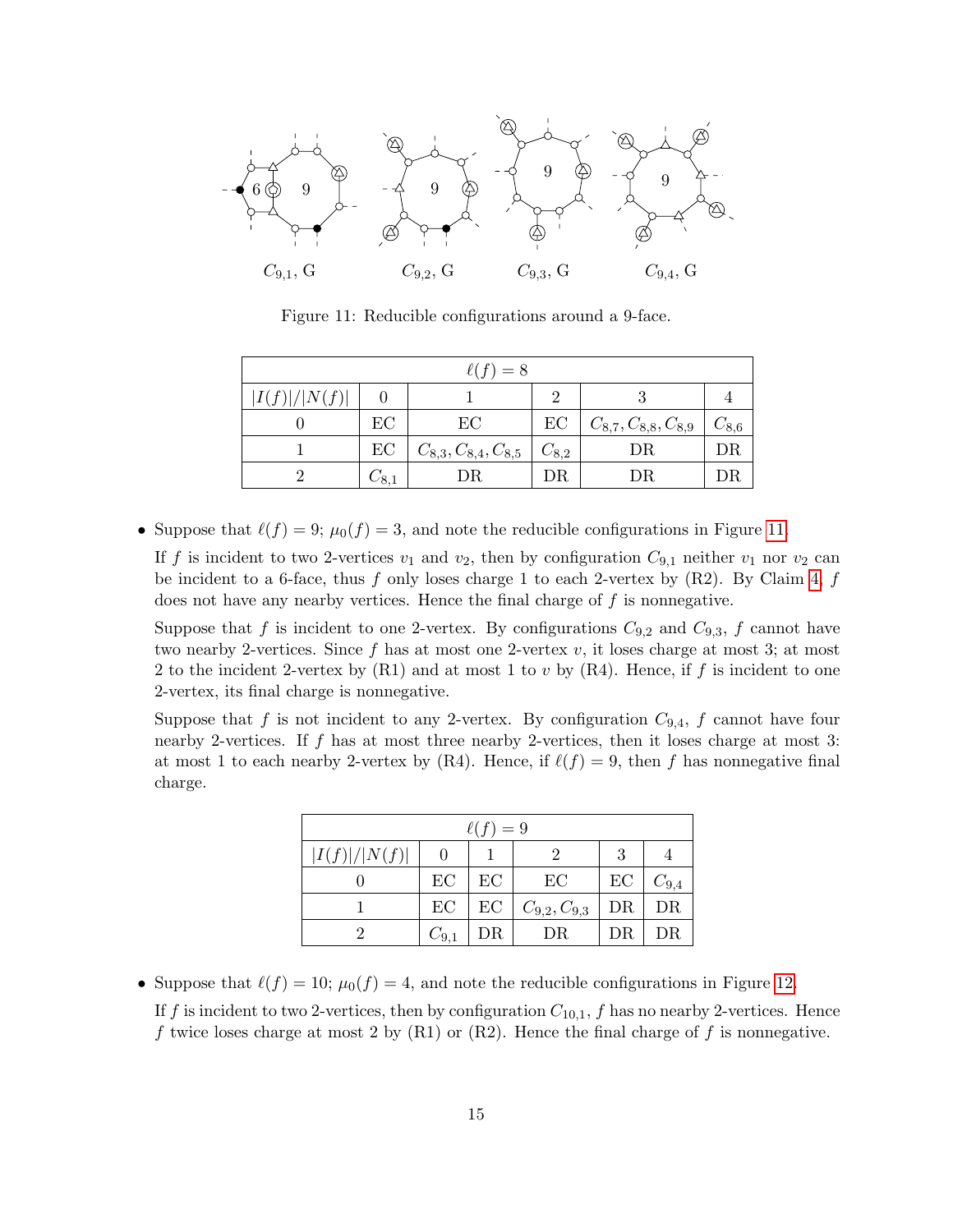$C_{9,1}$, G $\quad$ $C_{9,2}$, G $\quad$ $C_{9,3}$, G $\quad$ $C_{9,4}$, G

Figure 11: Reducible configurations around a 9-face.

| $\ell(f) = 8$ | | | | | |
|---|---|---|---|---|---|
| $\lvert I(f)\rvert/\lvert N(f)\rvert$ | 0 | 1 | 2 | 3 | 4 |
| 0 | EC | EC | EC | $C_{8,7}, C_{8,8}, C_{8,9}$ | $C_{8,6}$ |
| 1 | EC | $C_{8,3}, C_{8,4}, C_{8,5}$ | $C_{8,2}$ | DR | DR |
| 2 | $C_{8,1}$ | DR | DR | DR | DR |

- Suppose that $\ell(f) = 9$; $\mu_0(f) = 3$, and note the reducible configurations in Figure 11.

  If $f$ is incident to two 2-vertices $v_1$ and $v_2$, then by configuration $C_{9,1}$ neither $v_1$ nor $v_2$ can be incident to a 6-face, thus $f$ only loses charge 1 to each 2-vertex by (R2). By Claim 4, $f$ does not have any nearby vertices. Hence the final charge of $f$ is nonnegative.

  Suppose that $f$ is incident to one 2-vertex. By configurations $C_{9,2}$ and $C_{9,3}$, $f$ cannot have two nearby 2-vertices. Since $f$ has at most one 2-vertex $v$, it loses charge at most 3; at most 2 to the incident 2-vertex by (R1) and at most 1 to $v$ by (R4). Hence, if $f$ is incident to one 2-vertex, its final charge is nonnegative.

  Suppose that $f$ is not incident to any 2-vertex. By configuration $C_{9,4}$, $f$ cannot have four nearby 2-vertices. If $f$ has at most three nearby 2-vertices, then it loses charge at most 3: at most 1 to each nearby 2-vertex by (R4). Hence, if $\ell(f) = 9$, then $f$ has nonnegative final charge.

| $\ell(f) = 9$ | | | | | |
|---|---|---|---|---|---|
| $\lvert I(f)\rvert/\lvert N(f)\rvert$ | 0 | 1 | 2 | 3 | 4 |
| 0 | EC | EC | EC | EC | $C_{9,4}$ |
| 1 | EC | EC | $C_{9,2}, C_{9,3}$ | DR | DR |
| 2 | $C_{9,1}$ | DR | DR | DR | DR |

- Suppose that $\ell(f) = 10$; $\mu_0(f) = 4$, and note the reducible configurations in Figure 12.

  If $f$ is incident to two 2-vertices, then by configuration $C_{10,1}$, $f$ has no nearby 2-vertices. Hence $f$ twice loses charge at most 2 by (R1) or (R2). Hence the final charge of $f$ is nonnegative.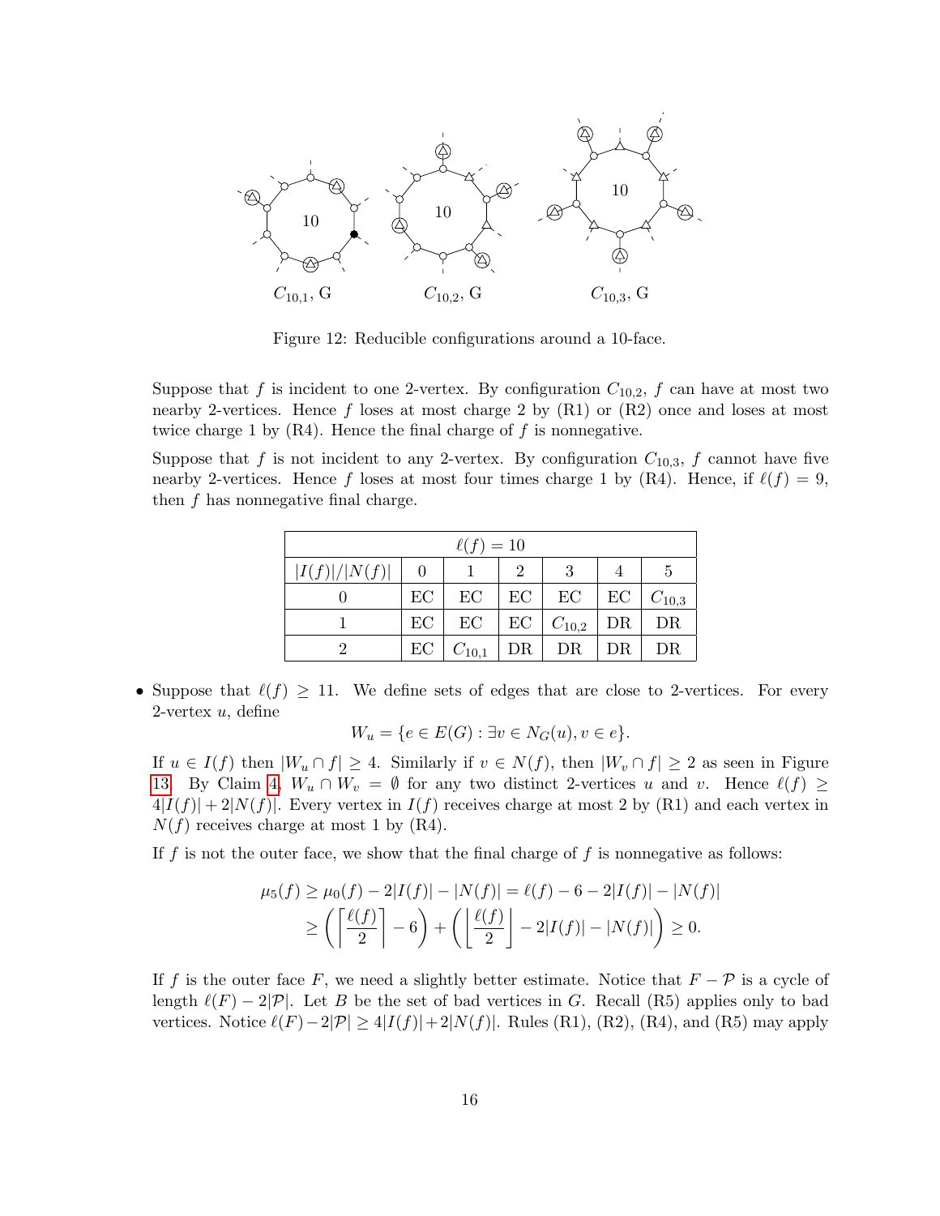$C_{10,1}$, G $\quad$ $C_{10,2}$, G $\quad$ $C_{10,3}$, G

Figure 12: Reducible configurations around a 10-face.

Suppose that $f$ is incident to one 2-vertex. By configuration $C_{10,2}$, $f$ can have at most two nearby 2-vertices. Hence $f$ loses at most charge 2 by (R1) or (R2) once and loses at most twice charge 1 by (R4). Hence the final charge of $f$ is nonnegative.

Suppose that $f$ is not incident to any 2-vertex. By configuration $C_{10,3}$, $f$ cannot have five nearby 2-vertices. Hence $f$ loses at most four times charge 1 by (R4). Hence, if $\ell(f) = 9$, then $f$ has nonnegative final charge.

| $\ell(f) = 10$ | | | | | | |
|---|---|---|---|---|---|---|
| $\lvert I(f)\rvert/\lvert N(f)\rvert$ | 0 | 1 | 2 | 3 | 4 | 5 |
| 0 | EC | EC | EC | EC | EC | $C_{10,3}$ |
| 1 | EC | EC | EC | $C_{10,2}$ | DR | DR |
| 2 | EC | $C_{10,1}$ | DR | DR | DR | DR |

- Suppose that $\ell(f) \geq 11$. We define sets of edges that are close to 2-vertices. For every 2-vertex $u$, define

$$W_u = \{e \in E(G) : \exists v \in N_G(u), v \in e\}.$$

If $u \in I(f)$ then $|W_u \cap f| \geq 4$. Similarly if $v \in N(f)$, then $|W_v \cap f| \geq 2$ as seen in Figure 13. By Claim 4, $W_u \cap W_v = \emptyset$ for any two distinct 2-vertices $u$ and $v$. Hence $\ell(f) \geq 4|I(f)| + 2|N(f)|$. Every vertex in $I(f)$ receives charge at most 2 by (R1) and each vertex in $N(f)$ receives charge at most 1 by (R4).

If $f$ is not the outer face, we show that the final charge of $f$ is nonnegative as follows:

$$\mu_5(f) \geq \mu_0(f) - 2|I(f)| - |N(f)| = \ell(f) - 6 - 2|I(f)| - |N(f)|$$
$$\geq \left( \left\lceil \frac{\ell(f)}{2} \right\rceil - 6 \right) + \left( \left\lfloor \frac{\ell(f)}{2} \right\rfloor - 2|I(f)| - |N(f)| \right) \geq 0.$$

If $f$ is the outer face $F$, we need a slightly better estimate. Notice that $F - \mathcal{P}$ is a cycle of length $\ell(F) - 2|\mathcal{P}|$. Let $B$ be the set of bad vertices in $G$. Recall (R5) applies only to bad vertices. Notice $\ell(F) - 2|\mathcal{P}| \geq 4|I(f)| + 2|N(f)|$. Rules (R1), (R2), (R4), and (R5) may apply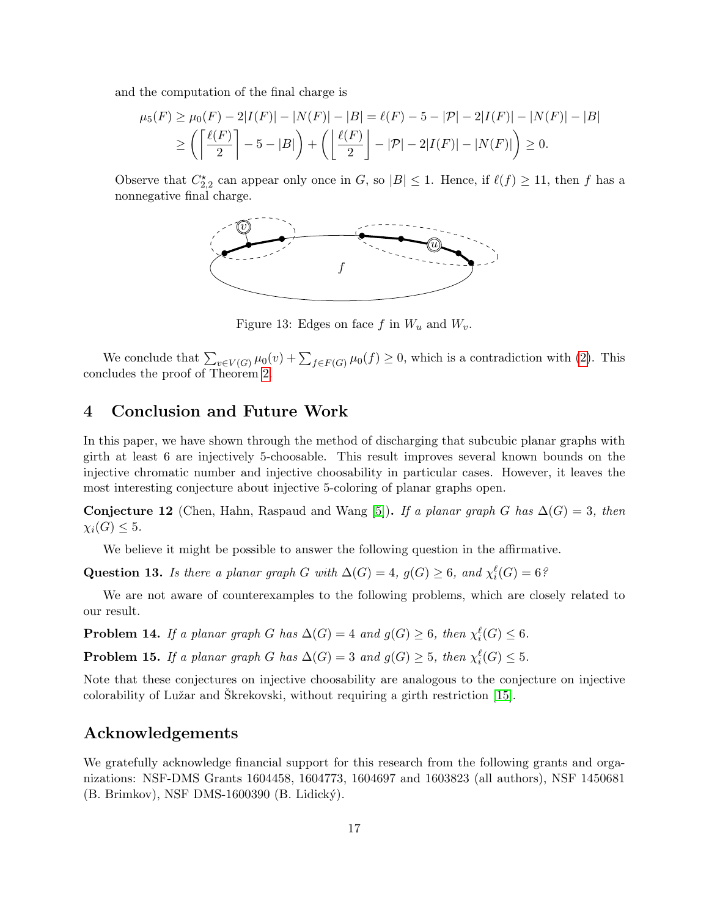and the computation of the final charge is

$$\mu_5(F) \geq \mu_0(F) - 2|I(F)| - |N(F)| - |B| = \ell(F) - 5 - |\mathcal{P}| - 2|I(F)| - |N(F)| - |B|$$
$$\geq \left( \left\lceil \frac{\ell(F)}{2} \right\rceil - 5 - |B| \right) + \left( \left\lfloor \frac{\ell(F)}{2} \right\rfloor - |\mathcal{P}| - 2|I(F)| - |N(F)| \right) \geq 0.$$

Observe that $C^{\star}_{2,2}$ can appear only once in $G$, so $|B| \leq 1$. Hence, if $\ell(f) \geq 11$, then $f$ has a nonnegative final charge.

Figure 13: Edges on face $f$ in $W_u$ and $W_v$.

We conclude that $\sum_{v \in V(G)} \mu_0(v) + \sum_{f \in F(G)} \mu_0(f) \geq 0$, which is a contradiction with (2). This concludes the proof of Theorem 2.

## 4 Conclusion and Future Work

In this paper, we have shown through the method of discharging that subcubic planar graphs with girth at least 6 are injectively 5-choosable. This result improves several known bounds on the injective chromatic number and injective choosability in particular cases. However, it leaves the most interesting conjecture about injective 5-coloring of planar graphs open.

**Conjecture 12** (Chen, Hahn, Raspaud and Wang [5]). *If a planar graph $G$ has $\Delta(G) = 3$, then $\chi_i(G) \leq 5$.*

We believe it might be possible to answer the following question in the affirmative.

**Question 13.** *Is there a planar graph $G$ with $\Delta(G) = 4$, $g(G) \geq 6$, and $\chi_i^{\ell}(G) = 6$?*

We are not aware of counterexamples to the following problems, which are closely related to our result.

**Problem 14.** *If a planar graph $G$ has $\Delta(G) = 4$ and $g(G) \geq 6$, then $\chi_i^{\ell}(G) \leq 6$.*

**Problem 15.** *If a planar graph $G$ has $\Delta(G) = 3$ and $g(G) \geq 5$, then $\chi_i^{\ell}(G) \leq 5$.*

Note that these conjectures on injective choosability are analogous to the conjecture on injective colorability of Lužar and Škrekovski, without requiring a girth restriction [15].

## Acknowledgements

We gratefully acknowledge financial support for this research from the following grants and organizations: NSF-DMS Grants 1604458, 1604773, 1604697 and 1603823 (all authors), NSF 1450681 (B. Brimkov), NSF DMS-1600390 (B. Lidický).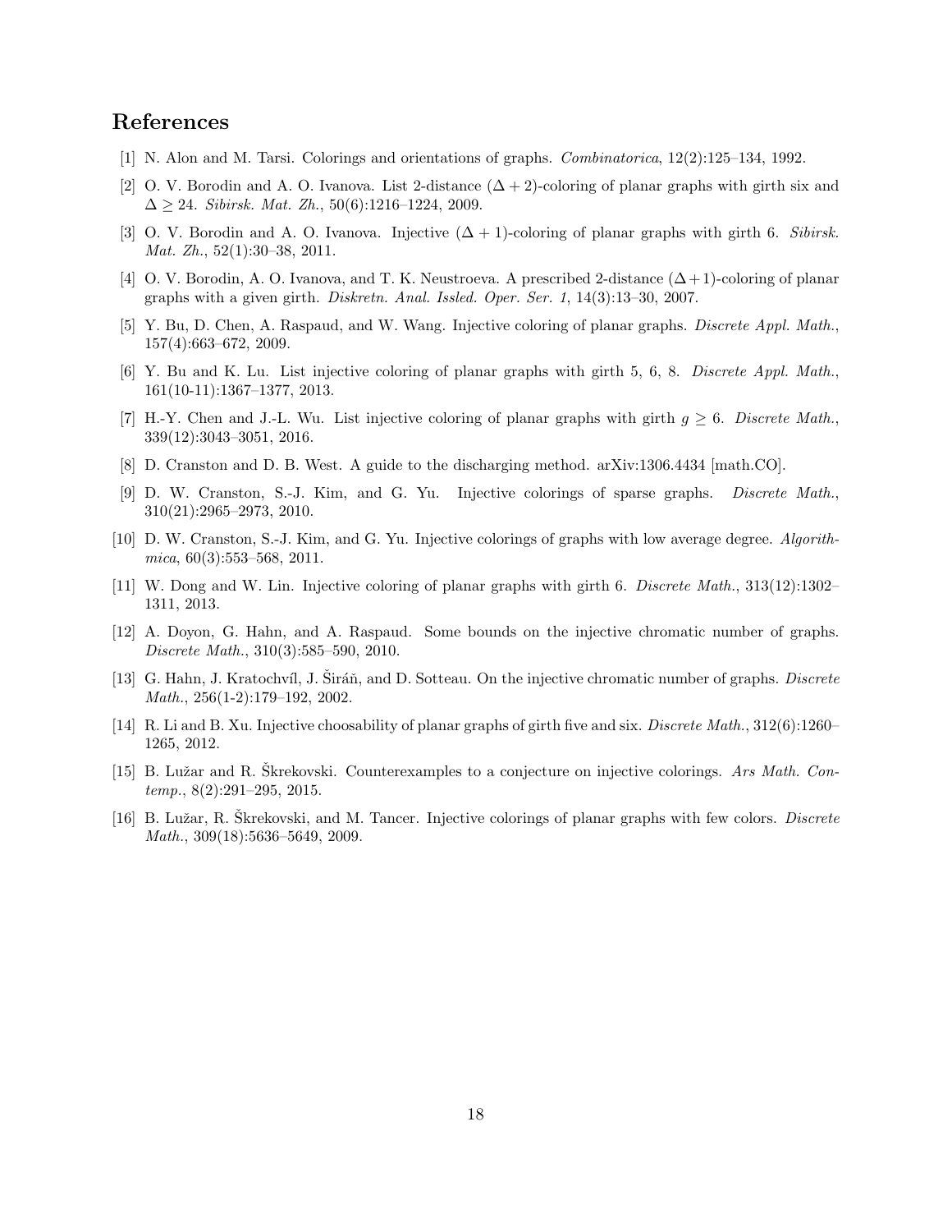# References

[1] N. Alon and M. Tarsi. Colorings and orientations of graphs. *Combinatorica*, 12(2):125–134, 1992.

[2] O. V. Borodin and A. O. Ivanova. List 2-distance $(\Delta + 2)$-coloring of planar graphs with girth six and $\Delta \geq 24$. *Sibirsk. Mat. Zh.*, 50(6):1216–1224, 2009.

[3] O. V. Borodin and A. O. Ivanova. Injective $(\Delta + 1)$-coloring of planar graphs with girth 6. *Sibirsk. Mat. Zh.*, 52(1):30–38, 2011.

[4] O. V. Borodin, A. O. Ivanova, and T. K. Neustroeva. A prescribed 2-distance $(\Delta+1)$-coloring of planar graphs with a given girth. *Diskretn. Anal. Issled. Oper. Ser. 1*, 14(3):13–30, 2007.

[5] Y. Bu, D. Chen, A. Raspaud, and W. Wang. Injective coloring of planar graphs. *Discrete Appl. Math.*, 157(4):663–672, 2009.

[6] Y. Bu and K. Lu. List injective coloring of planar graphs with girth 5, 6, 8. *Discrete Appl. Math.*, 161(10-11):1367–1377, 2013.

[7] H.-Y. Chen and J.-L. Wu. List injective coloring of planar graphs with girth $g \geq 6$. *Discrete Math.*, 339(12):3043–3051, 2016.

[8] D. Cranston and D. B. West. A guide to the discharging method. arXiv:1306.4434 [math.CO].

[9] D. W. Cranston, S.-J. Kim, and G. Yu. Injective colorings of sparse graphs. *Discrete Math.*, 310(21):2965–2973, 2010.

[10] D. W. Cranston, S.-J. Kim, and G. Yu. Injective colorings of graphs with low average degree. *Algorithmica*, 60(3):553–568, 2011.

[11] W. Dong and W. Lin. Injective coloring of planar graphs with girth 6. *Discrete Math.*, 313(12):1302–1311, 2013.

[12] A. Doyon, G. Hahn, and A. Raspaud. Some bounds on the injective chromatic number of graphs. *Discrete Math.*, 310(3):585–590, 2010.

[13] G. Hahn, J. Kratochvíl, J. Širáň, and D. Sotteau. On the injective chromatic number of graphs. *Discrete Math.*, 256(1-2):179–192, 2002.

[14] R. Li and B. Xu. Injective choosability of planar graphs of girth five and six. *Discrete Math.*, 312(6):1260–1265, 2012.

[15] B. Lužar and R. Škrekovski. Counterexamples to a conjecture on injective colorings. *Ars Math. Contemp.*, 8(2):291–295, 2015.

[16] B. Lužar, R. Škrekovski, and M. Tancer. Injective colorings of planar graphs with few colors. *Discrete Math.*, 309(18):5636–5649, 2009.